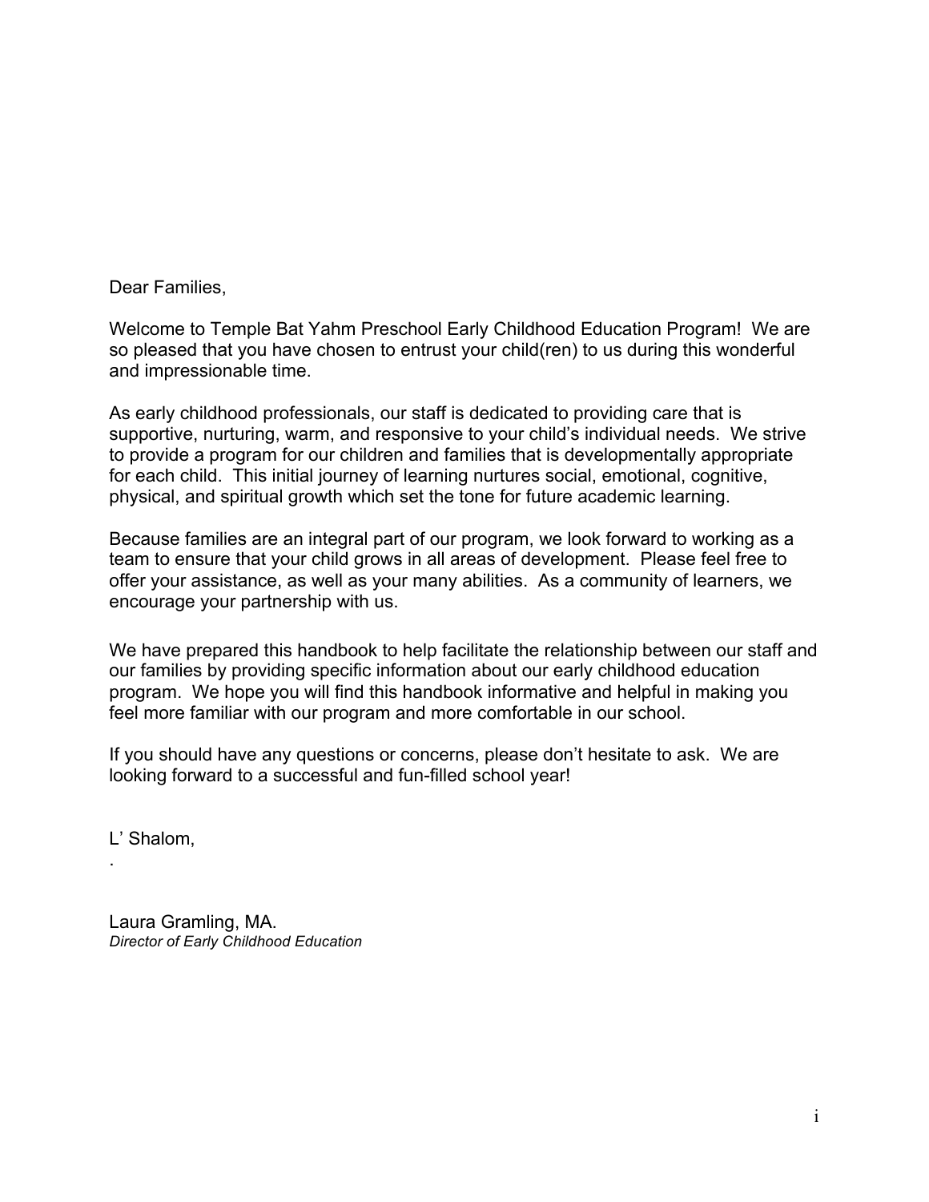Dear Families,

Welcome to Temple Bat Yahm Preschool Early Childhood Education Program! We are so pleased that you have chosen to entrust your child(ren) to us during this wonderful and impressionable time.

As early childhood professionals, our staff is dedicated to providing care that is supportive, nurturing, warm, and responsive to your child's individual needs. We strive to provide a program for our children and families that is developmentally appropriate for each child. This initial journey of learning nurtures social, emotional, cognitive, physical, and spiritual growth which set the tone for future academic learning.

Because families are an integral part of our program, we look forward to working as a team to ensure that your child grows in all areas of development. Please feel free to offer your assistance, as well as your many abilities. As a community of learners, we encourage your partnership with us.

We have prepared this handbook to help facilitate the relationship between our staff and our families by providing specific information about our early childhood education program. We hope you will find this handbook informative and helpful in making you feel more familiar with our program and more comfortable in our school.

If you should have any questions or concerns, please don't hesitate to ask. We are looking forward to a successful and fun-filled school year!

L' Shalom,

.

Laura Gramling, MA.
*Director of Early Childhood Education*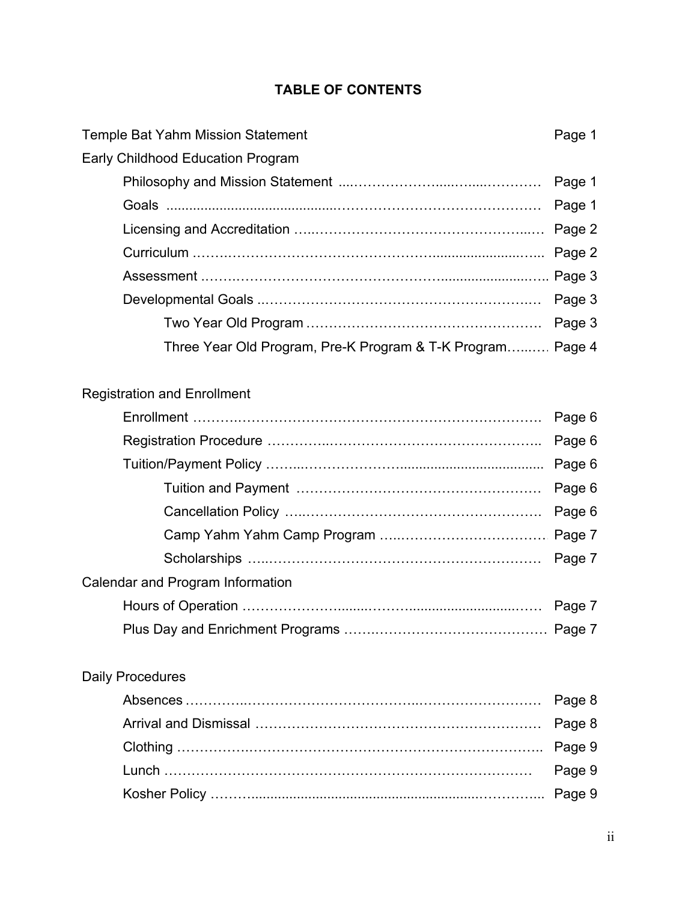# TABLE OF CONTENTS

| | |
|---|---|
| Temple Bat Yahm Mission Statement | Page 1 |
| Early Childhood Education Program | |
| Philosophy and Mission Statement | Page 1 |
| Goals | Page 1 |
| Licensing and Accreditation | Page 2 |
| Curriculum | Page 2 |
| Assessment | Page 3 |
| Developmental Goals | Page 3 |
| Two Year Old Program | Page 3 |
| Three Year Old Program, Pre-K Program & T-K Program | Page 4 |
| | |
| Registration and Enrollment | |
| Enrollment | Page 6 |
| Registration Procedure | Page 6 |
| Tuition/Payment Policy | Page 6 |
| Tuition and Payment | Page 6 |
| Cancellation Policy | Page 6 |
| Camp Yahm Yahm Camp Program | Page 7 |
| Scholarships | Page 7 |
| Calendar and Program Information | |
| Hours of Operation | Page 7 |
| Plus Day and Enrichment Programs | Page 7 |
| | |
| Daily Procedures | |
| Absences | Page 8 |
| Arrival and Dismissal | Page 8 |
| Clothing | Page 9 |
| Lunch | Page 9 |
| Kosher Policy | Page 9 |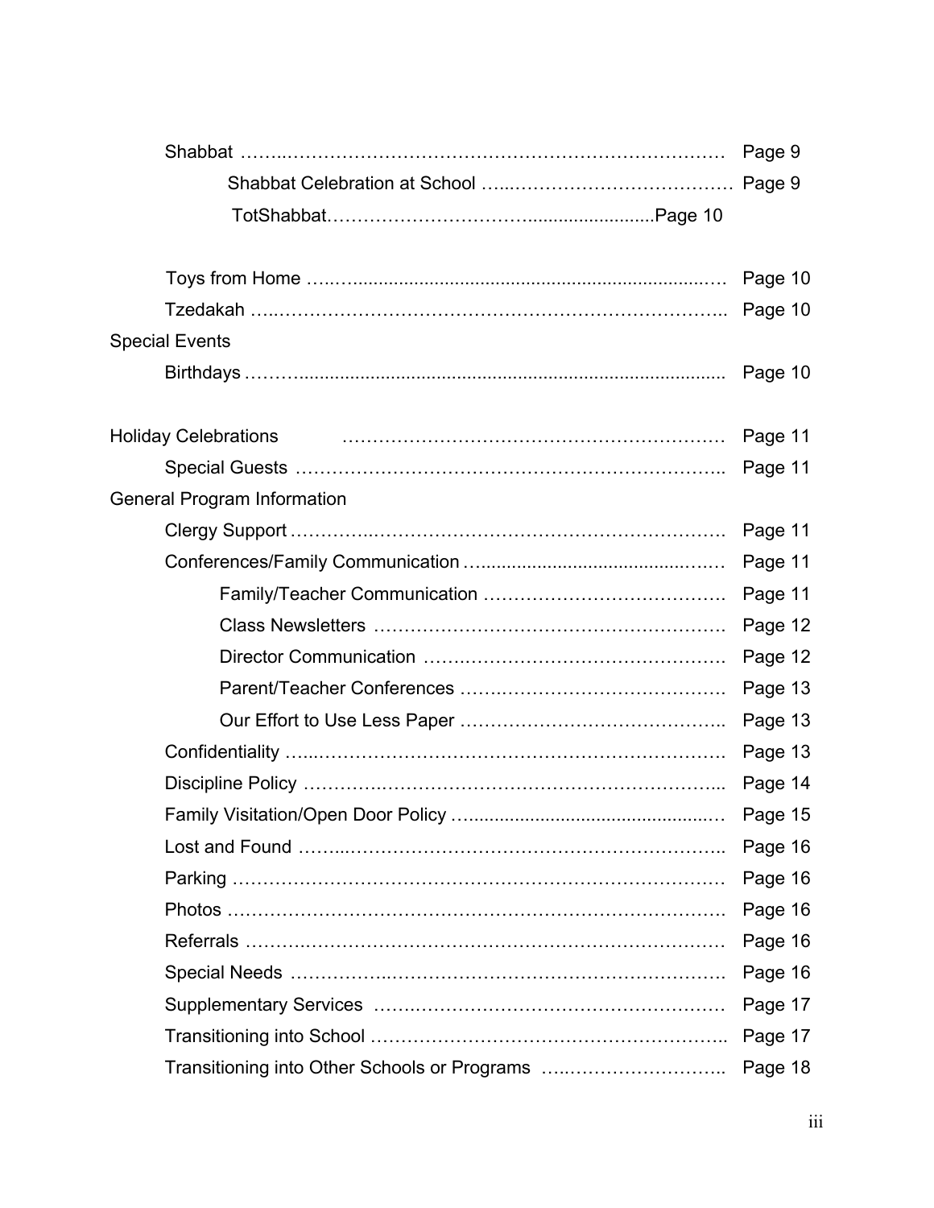Shabbat ................................................................ Page 9

Shabbat Celebration at School ................................ Page 9

TotShabbat................................................Page 10

Toys from Home ................................................ Page 10

Tzedakah ................................................................ Page 10

Special Events

Birthdays ................................................................ Page 10

Holiday Celebrations ................................................ Page 11

Special Guests ................................................................ Page 11

General Program Information

Clergy Support ................................................................ Page 11

Conferences/Family Communication ................................ Page 11

Family/Teacher Communication ................................ Page 11

Class Newsletters ................................................ Page 12

Director Communication ................................ Page 12

Parent/Teacher Conferences ................................ Page 13

Our Effort to Use Less Paper ................................ Page 13

Confidentiality ................................................................ Page 13

Discipline Policy ................................................................ Page 14

Family Visitation/Open Door Policy ................................ Page 15

Lost and Found ................................................................ Page 16

Parking ................................................................ Page 16

Photos ................................................................ Page 16

Referrals ................................................................ Page 16

Special Needs ................................................................ Page 16

Supplementary Services ................................................ Page 17

Transitioning into School ................................................ Page 17

Transitioning into Other Schools or Programs ................ Page 18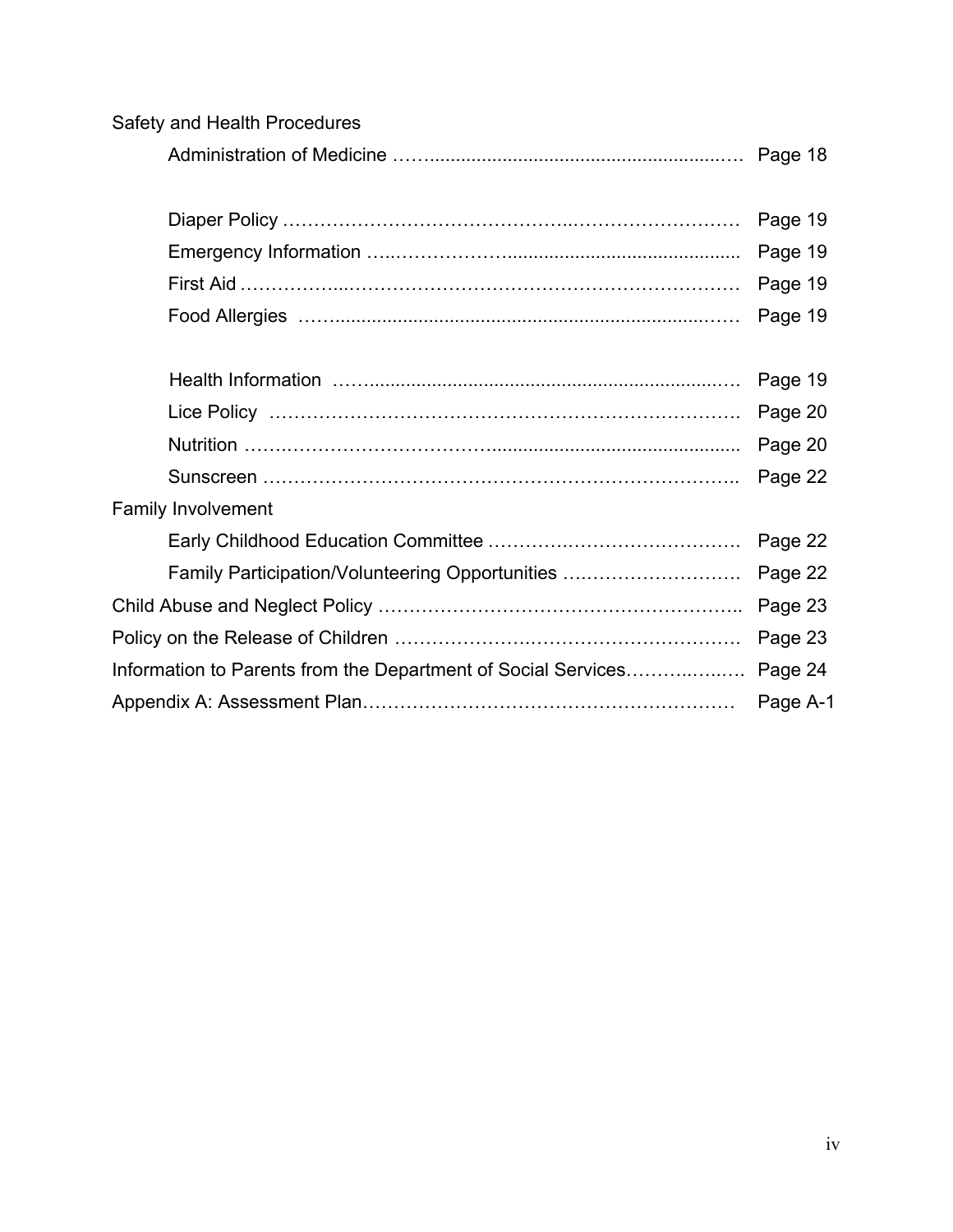Safety and Health Procedures

- Administration of Medicine …… Page 18
- Diaper Policy …… Page 19
- Emergency Information …… Page 19
- First Aid …… Page 19
- Food Allergies …… Page 19
- Health Information …… Page 19
- Lice Policy …… Page 20
- Nutrition …… Page 20
- Sunscreen …… Page 22

Family Involvement

- Early Childhood Education Committee …… Page 22
- Family Participation/Volunteering Opportunities …… Page 22

Child Abuse and Neglect Policy …… Page 23

Policy on the Release of Children …… Page 23

Information to Parents from the Department of Social Services…… Page 24

Appendix A: Assessment Plan…… Page A-1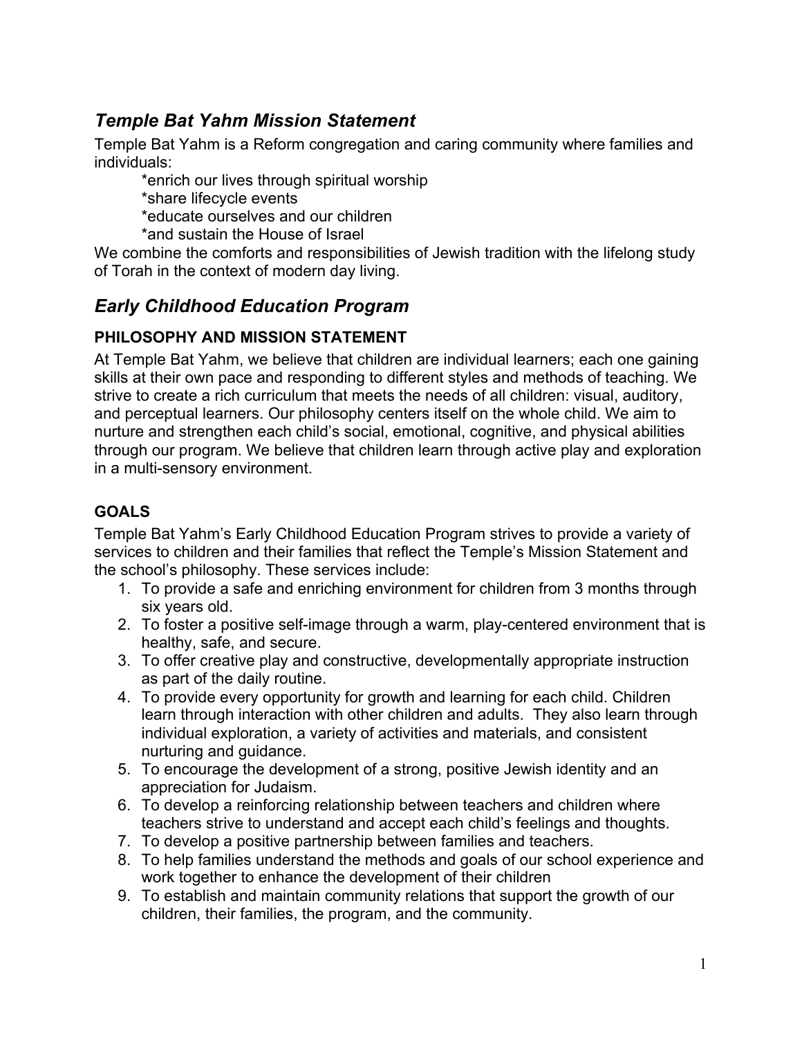## *Temple Bat Yahm Mission Statement*

Temple Bat Yahm is a Reform congregation and caring community where families and individuals:

*enrich our lives through spiritual worship
*share lifecycle events
*educate ourselves and our children
*and sustain the House of Israel

We combine the comforts and responsibilities of Jewish tradition with the lifelong study of Torah in the context of modern day living.

## *Early Childhood Education Program*

### PHILOSOPHY AND MISSION STATEMENT

At Temple Bat Yahm, we believe that children are individual learners; each one gaining skills at their own pace and responding to different styles and methods of teaching. We strive to create a rich curriculum that meets the needs of all children: visual, auditory, and perceptual learners. Our philosophy centers itself on the whole child. We aim to nurture and strengthen each child's social, emotional, cognitive, and physical abilities through our program. We believe that children learn through active play and exploration in a multi-sensory environment.

### GOALS

Temple Bat Yahm's Early Childhood Education Program strives to provide a variety of services to children and their families that reflect the Temple's Mission Statement and the school's philosophy. These services include:

1. To provide a safe and enriching environment for children from 3 months through six years old.
2. To foster a positive self-image through a warm, play-centered environment that is healthy, safe, and secure.
3. To offer creative play and constructive, developmentally appropriate instruction as part of the daily routine.
4. To provide every opportunity for growth and learning for each child. Children learn through interaction with other children and adults. They also learn through individual exploration, a variety of activities and materials, and consistent nurturing and guidance.
5. To encourage the development of a strong, positive Jewish identity and an appreciation for Judaism.
6. To develop a reinforcing relationship between teachers and children where teachers strive to understand and accept each child's feelings and thoughts.
7. To develop a positive partnership between families and teachers.
8. To help families understand the methods and goals of our school experience and work together to enhance the development of their children
9. To establish and maintain community relations that support the growth of our children, their families, the program, and the community.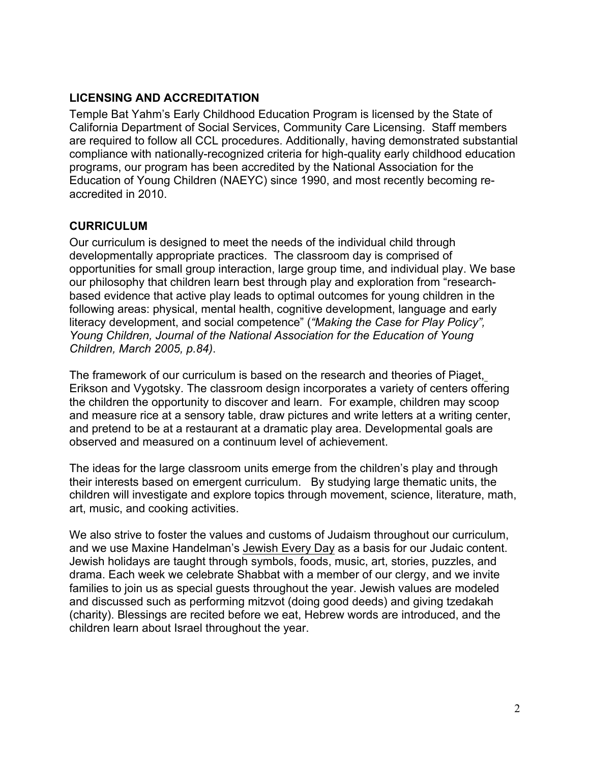## LICENSING AND ACCREDITATION

Temple Bat Yahm's Early Childhood Education Program is licensed by the State of California Department of Social Services, Community Care Licensing. Staff members are required to follow all CCL procedures. Additionally, having demonstrated substantial compliance with nationally-recognized criteria for high-quality early childhood education programs, our program has been accredited by the National Association for the Education of Young Children (NAEYC) since 1990, and most recently becoming re-accredited in 2010.

## CURRICULUM

Our curriculum is designed to meet the needs of the individual child through developmentally appropriate practices. The classroom day is comprised of opportunities for small group interaction, large group time, and individual play. We base our philosophy that children learn best through play and exploration from "research-based evidence that active play leads to optimal outcomes for young children in the following areas: physical, mental health, cognitive development, language and early literacy development, and social competence" (*"Making the Case for Play Policy", Young Children, Journal of the National Association for the Education of Young Children, March 2005, p.84)*.

The framework of our curriculum is based on the research and theories of Piaget, Erikson and Vygotsky. The classroom design incorporates a variety of centers offering the children the opportunity to discover and learn. For example, children may scoop and measure rice at a sensory table, draw pictures and write letters at a writing center, and pretend to be at a restaurant at a dramatic play area. Developmental goals are observed and measured on a continuum level of achievement.

The ideas for the large classroom units emerge from the children's play and through their interests based on emergent curriculum. By studying large thematic units, the children will investigate and explore topics through movement, science, literature, math, art, music, and cooking activities.

We also strive to foster the values and customs of Judaism throughout our curriculum, and we use Maxine Handelman's Jewish Every Day as a basis for our Judaic content. Jewish holidays are taught through symbols, foods, music, art, stories, puzzles, and drama. Each week we celebrate Shabbat with a member of our clergy, and we invite families to join us as special guests throughout the year. Jewish values are modeled and discussed such as performing mitzvot (doing good deeds) and giving tzedakah (charity). Blessings are recited before we eat, Hebrew words are introduced, and the children learn about Israel throughout the year.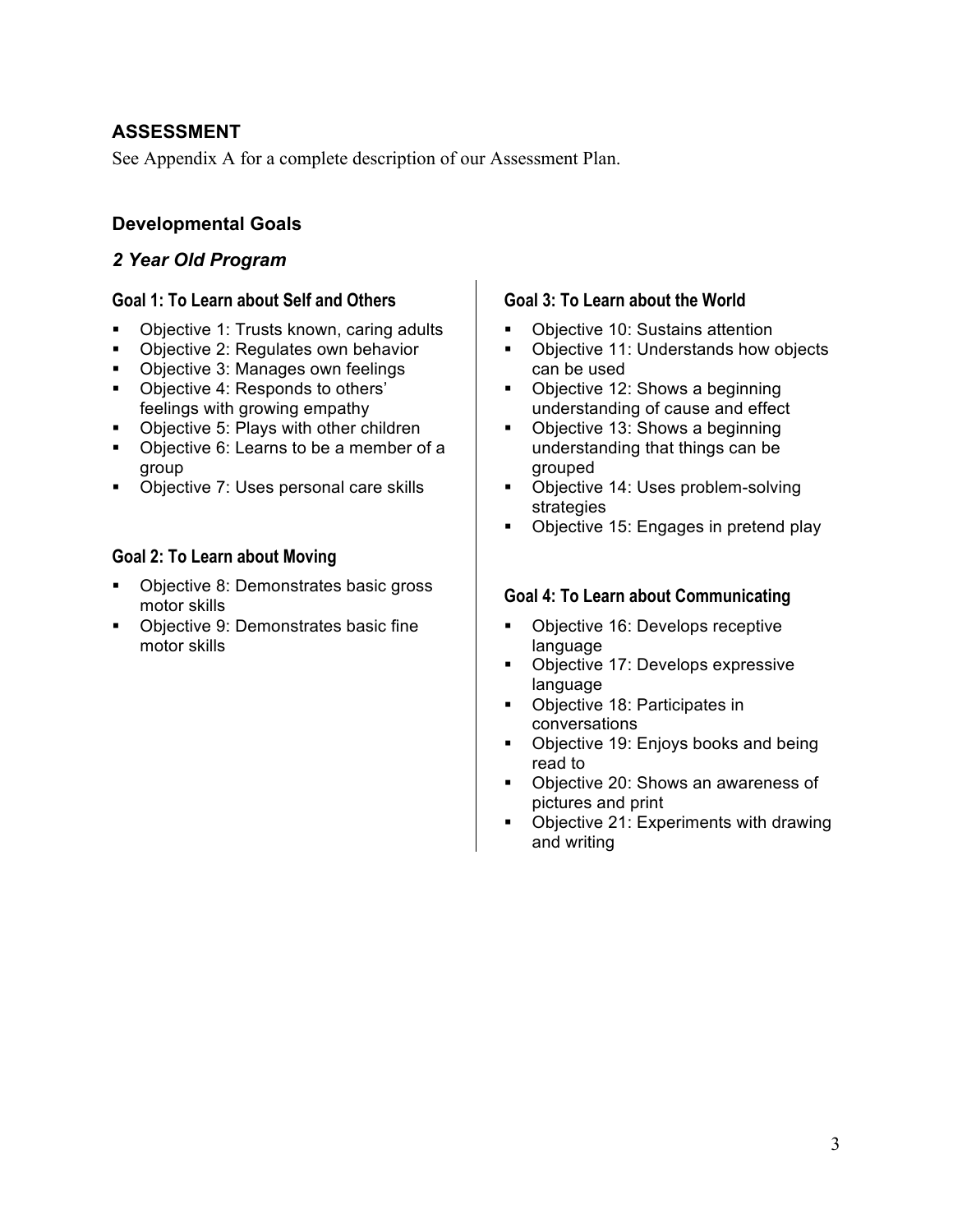## ASSESSMENT

See Appendix A for a complete description of our Assessment Plan.

### Developmental Goals

#### *2 Year Old Program*

**Goal 1: To Learn about Self and Others**

- Objective 1: Trusts known, caring adults
- Objective 2: Regulates own behavior
- Objective 3: Manages own feelings
- Objective 4: Responds to others' feelings with growing empathy
- Objective 5: Plays with other children
- Objective 6: Learns to be a member of a group
- Objective 7: Uses personal care skills

**Goal 2: To Learn about Moving**

- Objective 8: Demonstrates basic gross motor skills
- Objective 9: Demonstrates basic fine motor skills

**Goal 3: To Learn about the World**

- Objective 10: Sustains attention
- Objective 11: Understands how objects can be used
- Objective 12: Shows a beginning understanding of cause and effect
- Objective 13: Shows a beginning understanding that things can be grouped
- Objective 14: Uses problem-solving strategies
- Objective 15: Engages in pretend play

**Goal 4: To Learn about Communicating**

- Objective 16: Develops receptive language
- Objective 17: Develops expressive language
- Objective 18: Participates in conversations
- Objective 19: Enjoys books and being read to
- Objective 20: Shows an awareness of pictures and print
- Objective 21: Experiments with drawing and writing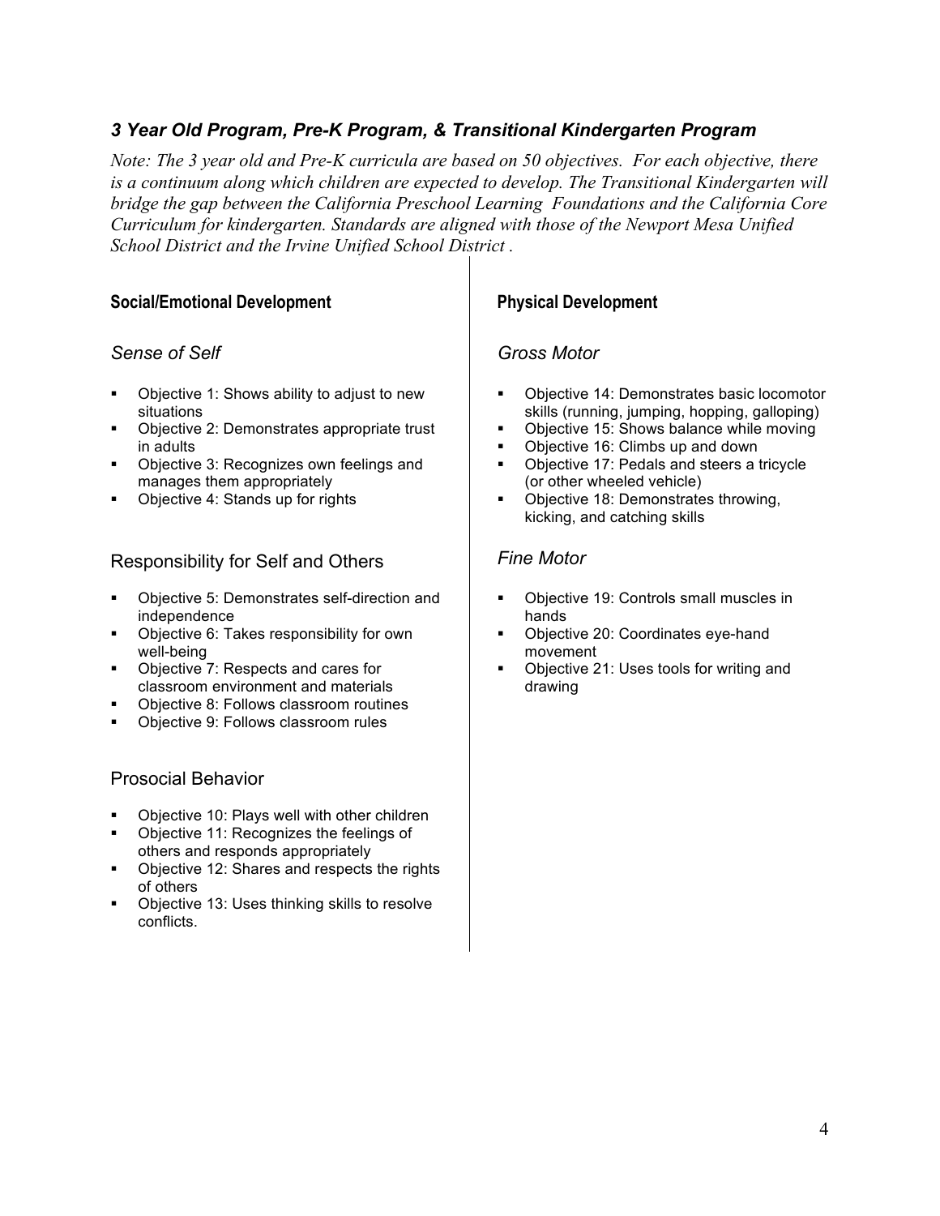## *3 Year Old Program, Pre-K Program, & Transitional Kindergarten Program*

*Note: The 3 year old and Pre-K curricula are based on 50 objectives. For each objective, there is a continuum along which children are expected to develop. The Transitional Kindergarten will bridge the gap between the California Preschool Learning Foundations and the California Core Curriculum for kindergarten. Standards are aligned with those of the Newport Mesa Unified School District and the Irvine Unified School District .*

### Social/Emotional Development

#### *Sense of Self*

- Objective 1: Shows ability to adjust to new situations
- Objective 2: Demonstrates appropriate trust in adults
- Objective 3: Recognizes own feelings and manages them appropriately
- Objective 4: Stands up for rights

#### Responsibility for Self and Others

- Objective 5: Demonstrates self-direction and independence
- Objective 6: Takes responsibility for own well-being
- Objective 7: Respects and cares for classroom environment and materials
- Objective 8: Follows classroom routines
- Objective 9: Follows classroom rules

#### Prosocial Behavior

- Objective 10: Plays well with other children
- Objective 11: Recognizes the feelings of others and responds appropriately
- Objective 12: Shares and respects the rights of others
- Objective 13: Uses thinking skills to resolve conflicts.

### Physical Development

#### *Gross Motor*

- Objective 14: Demonstrates basic locomotor skills (running, jumping, hopping, galloping)
- Objective 15: Shows balance while moving
- Objective 16: Climbs up and down
- Objective 17: Pedals and steers a tricycle (or other wheeled vehicle)
- Objective 18: Demonstrates throwing, kicking, and catching skills

#### *Fine Motor*

- Objective 19: Controls small muscles in hands
- Objective 20: Coordinates eye-hand movement
- Objective 21: Uses tools for writing and drawing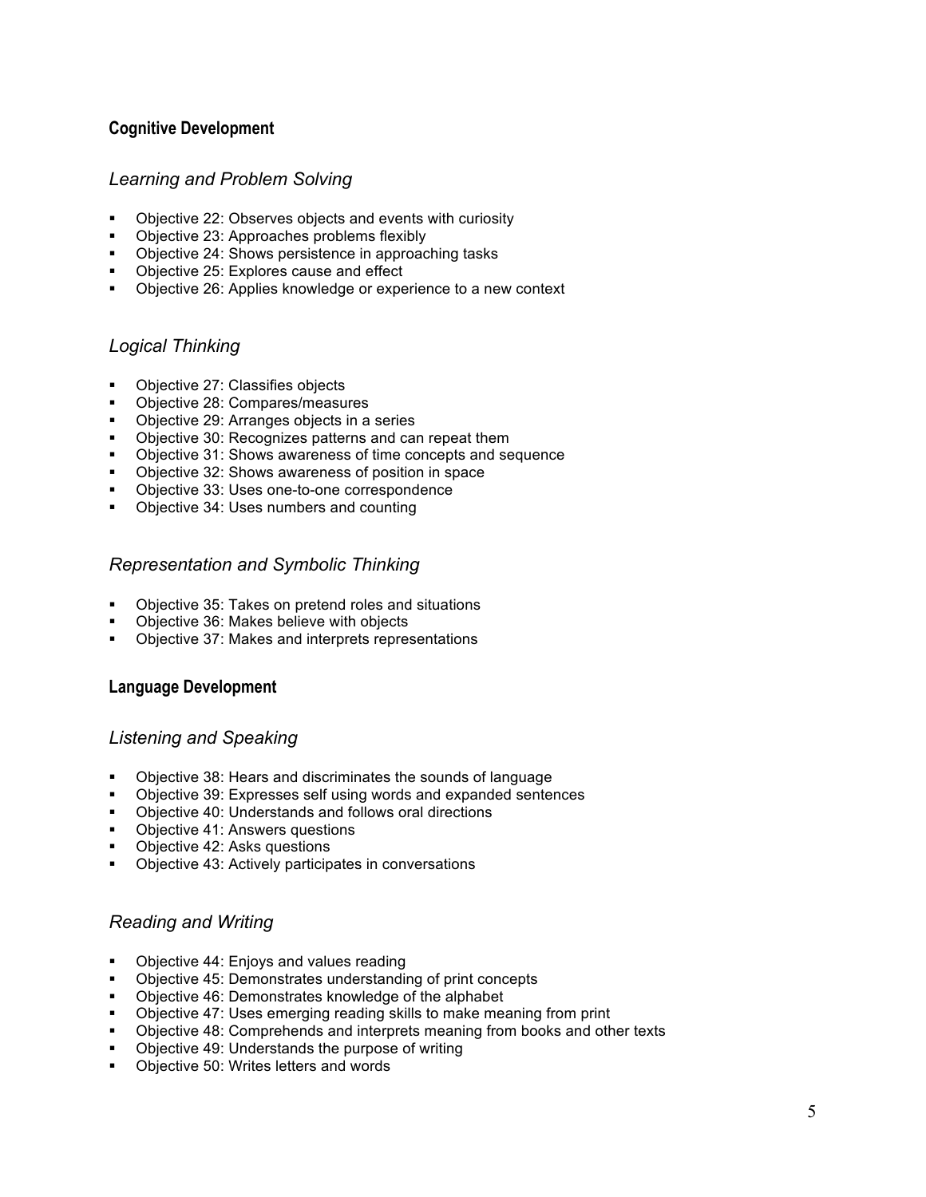## Cognitive Development

### *Learning and Problem Solving*

- Objective 22: Observes objects and events with curiosity
- Objective 23: Approaches problems flexibly
- Objective 24: Shows persistence in approaching tasks
- Objective 25: Explores cause and effect
- Objective 26: Applies knowledge or experience to a new context

### *Logical Thinking*

- Objective 27: Classifies objects
- Objective 28: Compares/measures
- Objective 29: Arranges objects in a series
- Objective 30: Recognizes patterns and can repeat them
- Objective 31: Shows awareness of time concepts and sequence
- Objective 32: Shows awareness of position in space
- Objective 33: Uses one-to-one correspondence
- Objective 34: Uses numbers and counting

### *Representation and Symbolic Thinking*

- Objective 35: Takes on pretend roles and situations
- Objective 36: Makes believe with objects
- Objective 37: Makes and interprets representations

## Language Development

### *Listening and Speaking*

- Objective 38: Hears and discriminates the sounds of language
- Objective 39: Expresses self using words and expanded sentences
- Objective 40: Understands and follows oral directions
- Objective 41: Answers questions
- Objective 42: Asks questions
- Objective 43: Actively participates in conversations

### *Reading and Writing*

- Objective 44: Enjoys and values reading
- Objective 45: Demonstrates understanding of print concepts
- Objective 46: Demonstrates knowledge of the alphabet
- Objective 47: Uses emerging reading skills to make meaning from print
- Objective 48: Comprehends and interprets meaning from books and other texts
- Objective 49: Understands the purpose of writing
- Objective 50: Writes letters and words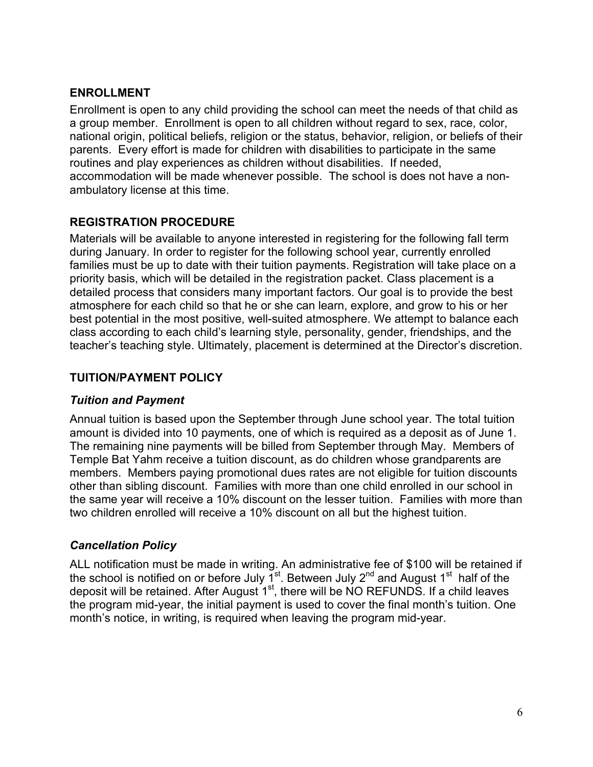## ENROLLMENT

Enrollment is open to any child providing the school can meet the needs of that child as a group member. Enrollment is open to all children without regard to sex, race, color, national origin, political beliefs, religion or the status, behavior, religion, or beliefs of their parents. Every effort is made for children with disabilities to participate in the same routines and play experiences as children without disabilities. If needed, accommodation will be made whenever possible. The school is does not have a non-ambulatory license at this time.

## REGISTRATION PROCEDURE

Materials will be available to anyone interested in registering for the following fall term during January. In order to register for the following school year, currently enrolled families must be up to date with their tuition payments. Registration will take place on a priority basis, which will be detailed in the registration packet. Class placement is a detailed process that considers many important factors. Our goal is to provide the best atmosphere for each child so that he or she can learn, explore, and grow to his or her best potential in the most positive, well-suited atmosphere. We attempt to balance each class according to each child's learning style, personality, gender, friendships, and the teacher's teaching style. Ultimately, placement is determined at the Director's discretion.

## TUITION/PAYMENT POLICY

### *Tuition and Payment*

Annual tuition is based upon the September through June school year. The total tuition amount is divided into 10 payments, one of which is required as a deposit as of June 1. The remaining nine payments will be billed from September through May. Members of Temple Bat Yahm receive a tuition discount, as do children whose grandparents are members. Members paying promotional dues rates are not eligible for tuition discounts other than sibling discount. Families with more than one child enrolled in our school in the same year will receive a 10% discount on the lesser tuition. Families with more than two children enrolled will receive a 10% discount on all but the highest tuition.

### *Cancellation Policy*

ALL notification must be made in writing. An administrative fee of $100 will be retained if the school is notified on or before July 1st. Between July 2nd and August 1st half of the deposit will be retained. After August 1st, there will be NO REFUNDS. If a child leaves the program mid-year, the initial payment is used to cover the final month's tuition. One month's notice, in writing, is required when leaving the program mid-year.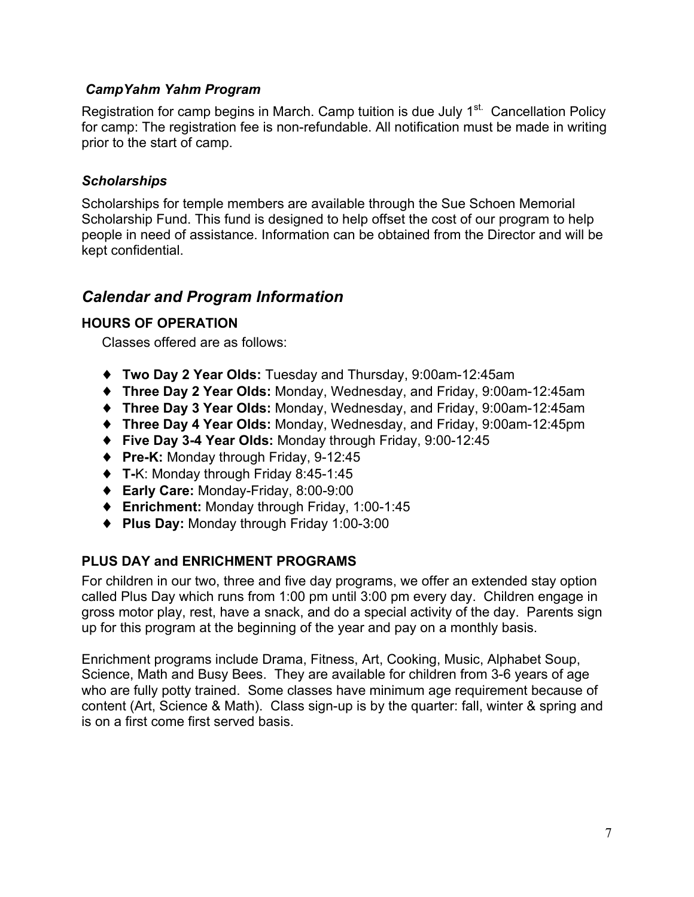### *CampYahm Yahm Program*

Registration for camp begins in March. Camp tuition is due July 1st. Cancellation Policy for camp: The registration fee is non-refundable. All notification must be made in writing prior to the start of camp.

### *Scholarships*

Scholarships for temple members are available through the Sue Schoen Memorial Scholarship Fund. This fund is designed to help offset the cost of our program to help people in need of assistance. Information can be obtained from the Director and will be kept confidential.

## *Calendar and Program Information*

### HOURS OF OPERATION

Classes offered are as follows:

- **Two Day 2 Year Olds:** Tuesday and Thursday, 9:00am-12:45am
- **Three Day 2 Year Olds:** Monday, Wednesday, and Friday, 9:00am-12:45am
- **Three Day 3 Year Olds:** Monday, Wednesday, and Friday, 9:00am-12:45am
- **Three Day 4 Year Olds:** Monday, Wednesday, and Friday, 9:00am-12:45pm
- **Five Day 3-4 Year Olds:** Monday through Friday, 9:00-12:45
- **Pre-K:** Monday through Friday, 9-12:45
- **T-**K: Monday through Friday 8:45-1:45
- **Early Care:** Monday-Friday, 8:00-9:00
- **Enrichment:** Monday through Friday, 1:00-1:45
- **Plus Day:** Monday through Friday 1:00-3:00

### PLUS DAY and ENRICHMENT PROGRAMS

For children in our two, three and five day programs, we offer an extended stay option called Plus Day which runs from 1:00 pm until 3:00 pm every day. Children engage in gross motor play, rest, have a snack, and do a special activity of the day. Parents sign up for this program at the beginning of the year and pay on a monthly basis.

Enrichment programs include Drama, Fitness, Art, Cooking, Music, Alphabet Soup, Science, Math and Busy Bees. They are available for children from 3-6 years of age who are fully potty trained. Some classes have minimum age requirement because of content (Art, Science & Math). Class sign-up is by the quarter: fall, winter & spring and is on a first come first served basis.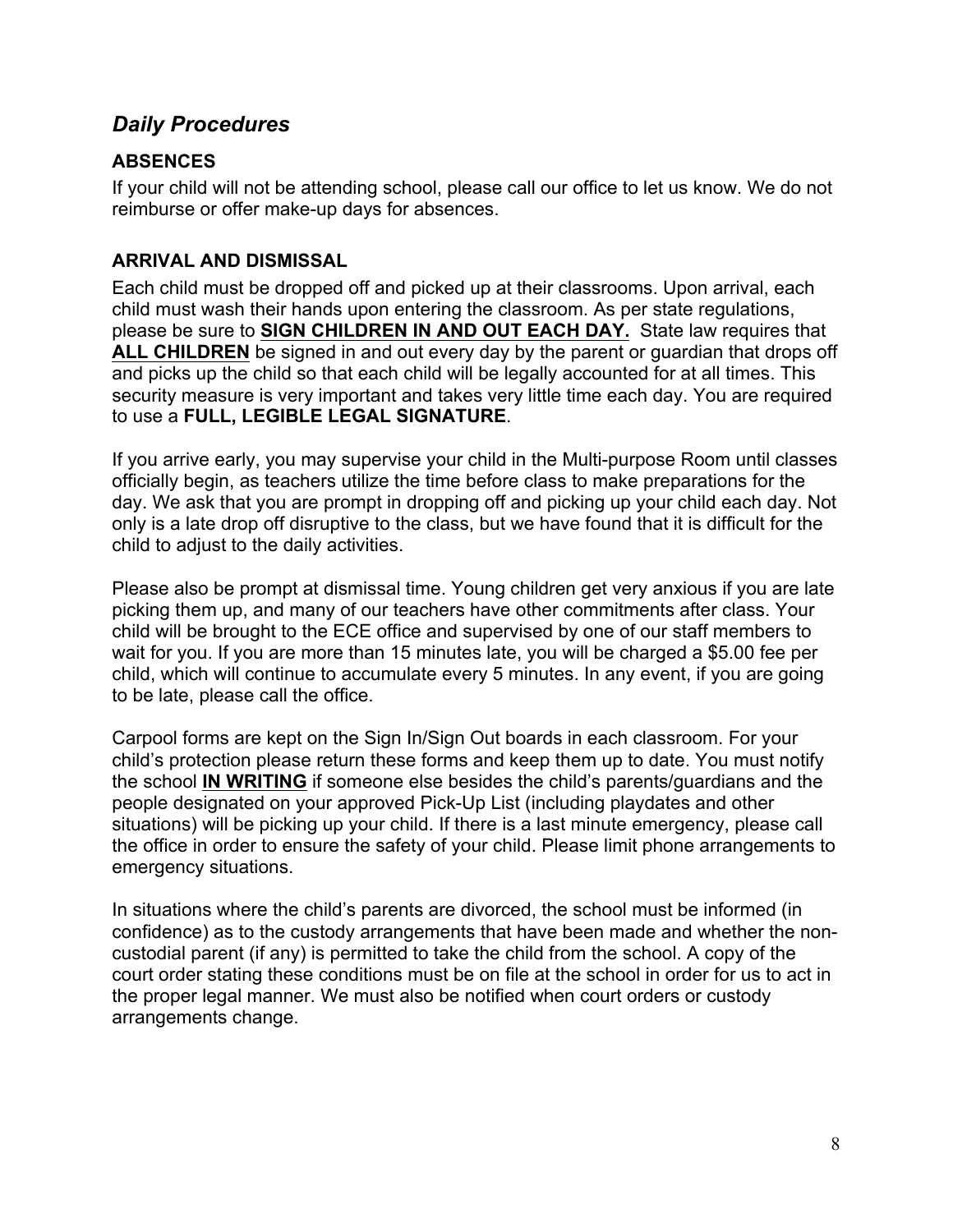## *Daily Procedures*

### ABSENCES

If your child will not be attending school, please call our office to let us know. We do not reimburse or offer make-up days for absences.

### ARRIVAL AND DISMISSAL

Each child must be dropped off and picked up at their classrooms. Upon arrival, each child must wash their hands upon entering the classroom. As per state regulations, please be sure to **SIGN CHILDREN IN AND OUT EACH DAY.** State law requires that **ALL CHILDREN** be signed in and out every day by the parent or guardian that drops off and picks up the child so that each child will be legally accounted for at all times. This security measure is very important and takes very little time each day. You are required to use a **FULL, LEGIBLE LEGAL SIGNATURE**.

If you arrive early, you may supervise your child in the Multi-purpose Room until classes officially begin, as teachers utilize the time before class to make preparations for the day. We ask that you are prompt in dropping off and picking up your child each day. Not only is a late drop off disruptive to the class, but we have found that it is difficult for the child to adjust to the daily activities.

Please also be prompt at dismissal time. Young children get very anxious if you are late picking them up, and many of our teachers have other commitments after class. Your child will be brought to the ECE office and supervised by one of our staff members to wait for you. If you are more than 15 minutes late, you will be charged a $5.00 fee per child, which will continue to accumulate every 5 minutes. In any event, if you are going to be late, please call the office.

Carpool forms are kept on the Sign In/Sign Out boards in each classroom. For your child's protection please return these forms and keep them up to date. You must notify the school **IN WRITING** if someone else besides the child's parents/guardians and the people designated on your approved Pick-Up List (including playdates and other situations) will be picking up your child. If there is a last minute emergency, please call the office in order to ensure the safety of your child. Please limit phone arrangements to emergency situations.

In situations where the child's parents are divorced, the school must be informed (in confidence) as to the custody arrangements that have been made and whether the non-custodial parent (if any) is permitted to take the child from the school. A copy of the court order stating these conditions must be on file at the school in order for us to act in the proper legal manner. We must also be notified when court orders or custody arrangements change.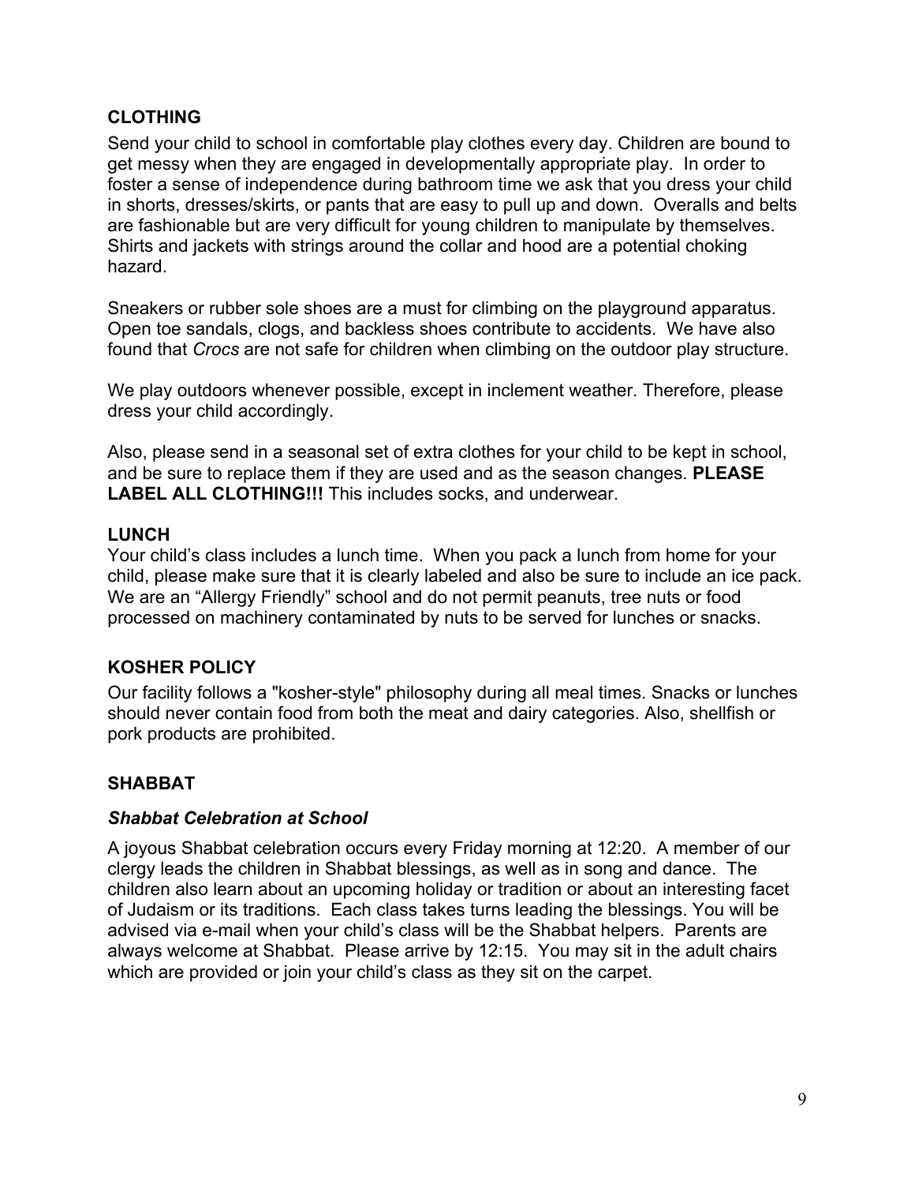## CLOTHING

Send your child to school in comfortable play clothes every day. Children are bound to get messy when they are engaged in developmentally appropriate play. In order to foster a sense of independence during bathroom time we ask that you dress your child in shorts, dresses/skirts, or pants that are easy to pull up and down. Overalls and belts are fashionable but are very difficult for young children to manipulate by themselves. Shirts and jackets with strings around the collar and hood are a potential choking hazard.

Sneakers or rubber sole shoes are a must for climbing on the playground apparatus. Open toe sandals, clogs, and backless shoes contribute to accidents. We have also found that *Crocs* are not safe for children when climbing on the outdoor play structure.

We play outdoors whenever possible, except in inclement weather. Therefore, please dress your child accordingly.

Also, please send in a seasonal set of extra clothes for your child to be kept in school, and be sure to replace them if they are used and as the season changes. **PLEASE LABEL ALL CLOTHING!!!** This includes socks, and underwear.

## LUNCH

Your child's class includes a lunch time. When you pack a lunch from home for your child, please make sure that it is clearly labeled and also be sure to include an ice pack. We are an "Allergy Friendly" school and do not permit peanuts, tree nuts or food processed on machinery contaminated by nuts to be served for lunches or snacks.

## KOSHER POLICY

Our facility follows a "kosher-style" philosophy during all meal times. Snacks or lunches should never contain food from both the meat and dairy categories. Also, shellfish or pork products are prohibited.

## SHABBAT

### *Shabbat Celebration at School*

A joyous Shabbat celebration occurs every Friday morning at 12:20. A member of our clergy leads the children in Shabbat blessings, as well as in song and dance. The children also learn about an upcoming holiday or tradition or about an interesting facet of Judaism or its traditions. Each class takes turns leading the blessings. You will be advised via e-mail when your child's class will be the Shabbat helpers. Parents are always welcome at Shabbat. Please arrive by 12:15. You may sit in the adult chairs which are provided or join your child's class as they sit on the carpet.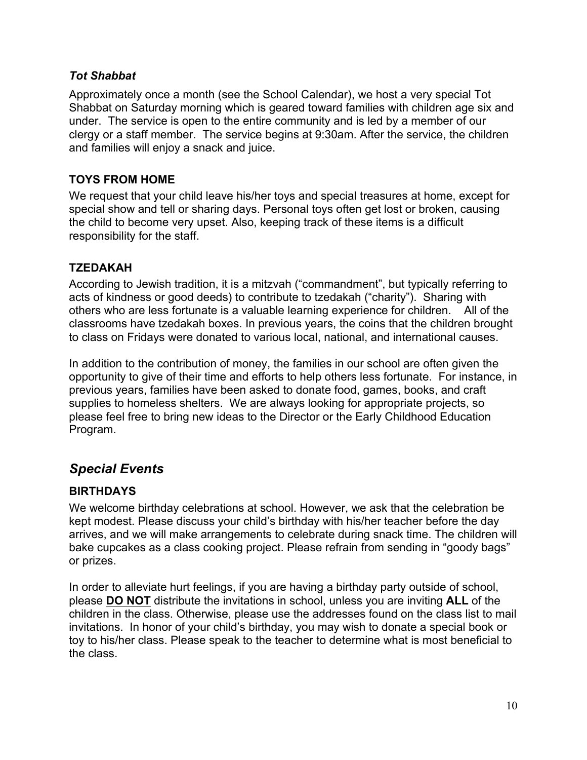### *Tot Shabbat*

Approximately once a month (see the School Calendar), we host a very special Tot Shabbat on Saturday morning which is geared toward families with children age six and under. The service is open to the entire community and is led by a member of our clergy or a staff member. The service begins at 9:30am. After the service, the children and families will enjoy a snack and juice.

### TOYS FROM HOME

We request that your child leave his/her toys and special treasures at home, except for special show and tell or sharing days. Personal toys often get lost or broken, causing the child to become very upset. Also, keeping track of these items is a difficult responsibility for the staff.

### TZEDAKAH

According to Jewish tradition, it is a mitzvah ("commandment", but typically referring to acts of kindness or good deeds) to contribute to tzedakah ("charity"). Sharing with others who are less fortunate is a valuable learning experience for children. All of the classrooms have tzedakah boxes. In previous years, the coins that the children brought to class on Fridays were donated to various local, national, and international causes.

In addition to the contribution of money, the families in our school are often given the opportunity to give of their time and efforts to help others less fortunate. For instance, in previous years, families have been asked to donate food, games, books, and craft supplies to homeless shelters. We are always looking for appropriate projects, so please feel free to bring new ideas to the Director or the Early Childhood Education Program.

## *Special Events*

### BIRTHDAYS

We welcome birthday celebrations at school. However, we ask that the celebration be kept modest. Please discuss your child's birthday with his/her teacher before the day arrives, and we will make arrangements to celebrate during snack time. The children will bake cupcakes as a class cooking project. Please refrain from sending in "goody bags" or prizes.

In order to alleviate hurt feelings, if you are having a birthday party outside of school, please **<u>DO NOT</u>** distribute the invitations in school, unless you are inviting **ALL** of the children in the class. Otherwise, please use the addresses found on the class list to mail invitations. In honor of your child's birthday, you may wish to donate a special book or toy to his/her class. Please speak to the teacher to determine what is most beneficial to the class.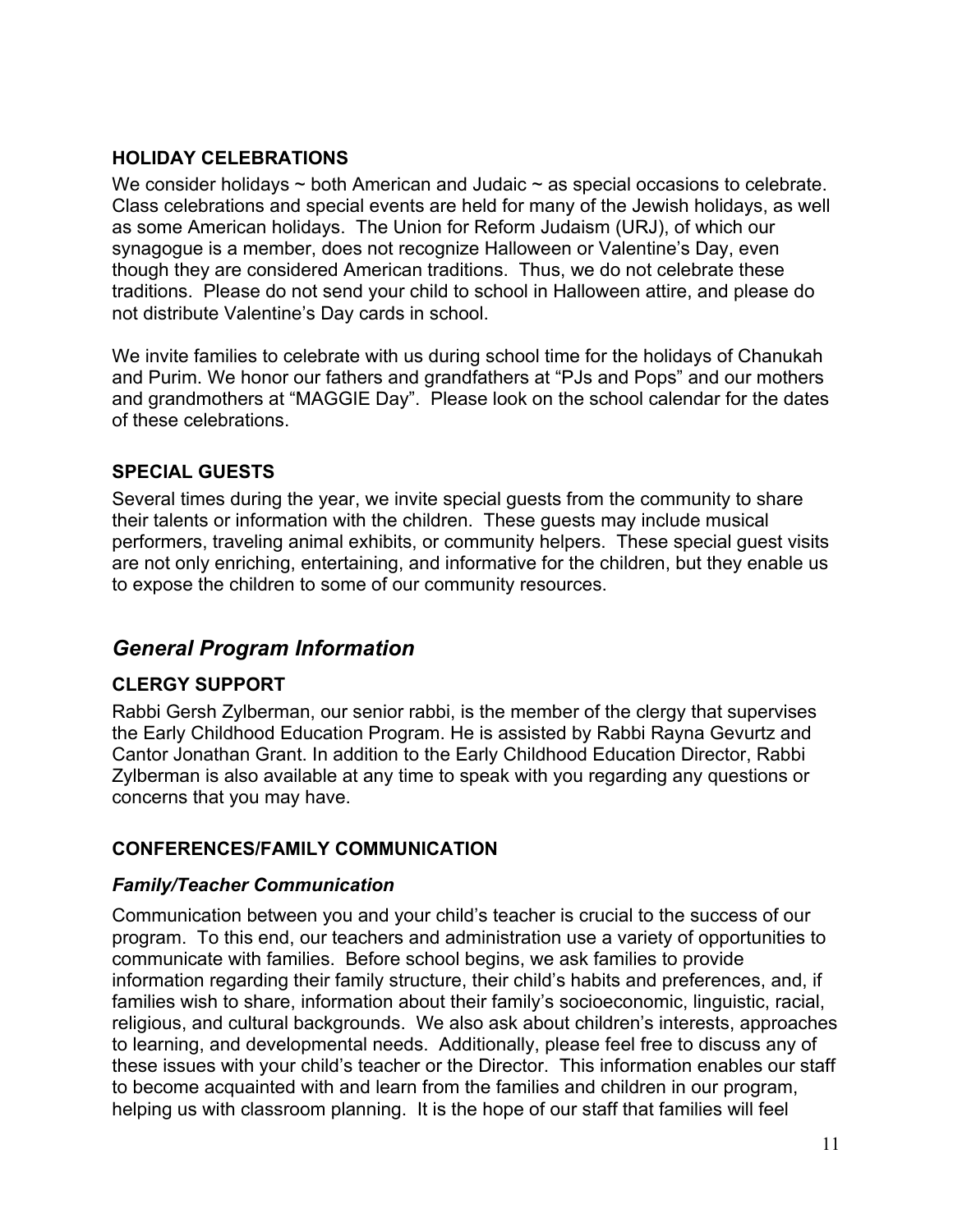### HOLIDAY CELEBRATIONS

We consider holidays ~ both American and Judaic ~ as special occasions to celebrate. Class celebrations and special events are held for many of the Jewish holidays, as well as some American holidays. The Union for Reform Judaism (URJ), of which our synagogue is a member, does not recognize Halloween or Valentine's Day, even though they are considered American traditions. Thus, we do not celebrate these traditions. Please do not send your child to school in Halloween attire, and please do not distribute Valentine's Day cards in school.

We invite families to celebrate with us during school time for the holidays of Chanukah and Purim. We honor our fathers and grandfathers at "PJs and Pops" and our mothers and grandmothers at "MAGGIE Day". Please look on the school calendar for the dates of these celebrations.

### SPECIAL GUESTS

Several times during the year, we invite special guests from the community to share their talents or information with the children. These guests may include musical performers, traveling animal exhibits, or community helpers. These special guest visits are not only enriching, entertaining, and informative for the children, but they enable us to expose the children to some of our community resources.

## *General Program Information*

### CLERGY SUPPORT

Rabbi Gersh Zylberman, our senior rabbi, is the member of the clergy that supervises the Early Childhood Education Program. He is assisted by Rabbi Rayna Gevurtz and Cantor Jonathan Grant. In addition to the Early Childhood Education Director, Rabbi Zylberman is also available at any time to speak with you regarding any questions or concerns that you may have.

### CONFERENCES/FAMILY COMMUNICATION

#### *Family/Teacher Communication*

Communication between you and your child's teacher is crucial to the success of our program. To this end, our teachers and administration use a variety of opportunities to communicate with families. Before school begins, we ask families to provide information regarding their family structure, their child's habits and preferences, and, if families wish to share, information about their family's socioeconomic, linguistic, racial, religious, and cultural backgrounds. We also ask about children's interests, approaches to learning, and developmental needs. Additionally, please feel free to discuss any of these issues with your child's teacher or the Director. This information enables our staff to become acquainted with and learn from the families and children in our program, helping us with classroom planning. It is the hope of our staff that families will feel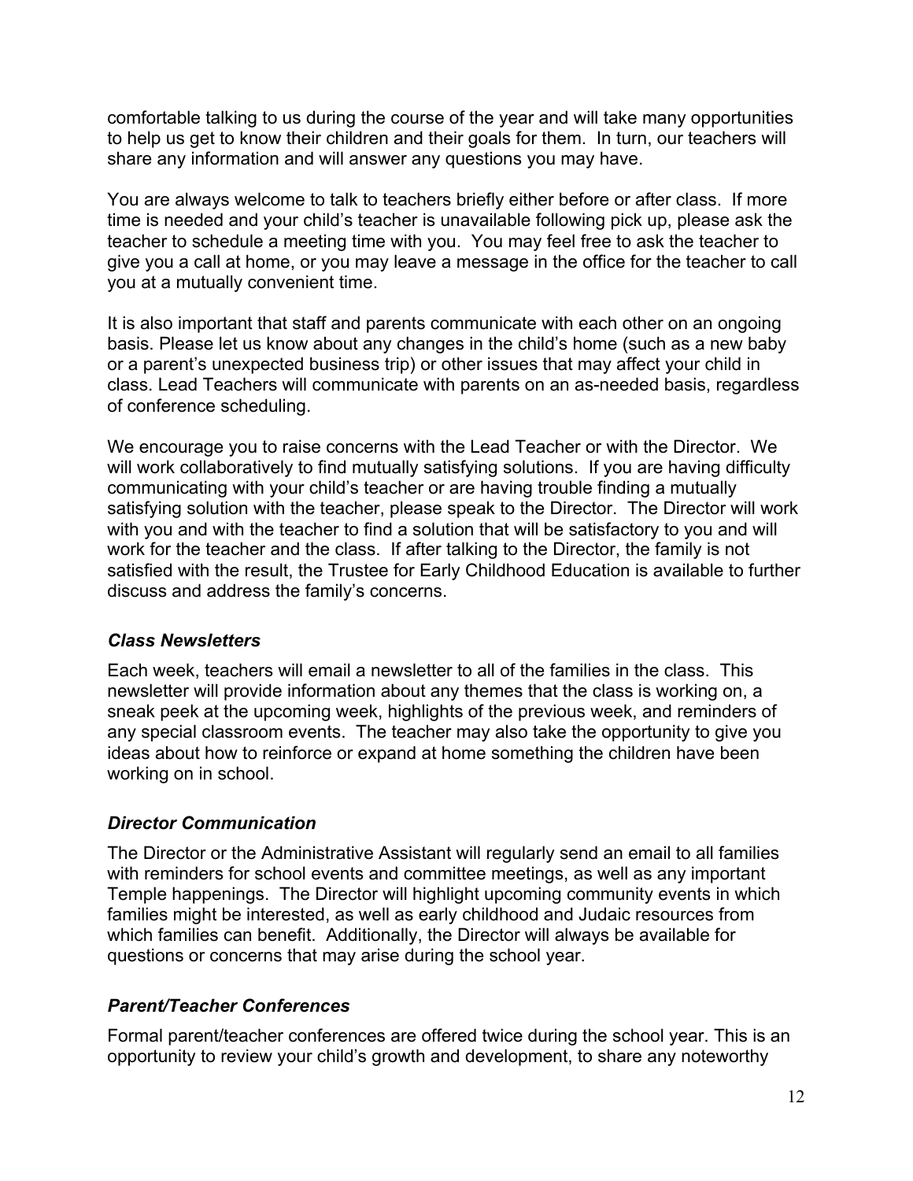comfortable talking to us during the course of the year and will take many opportunities to help us get to know their children and their goals for them. In turn, our teachers will share any information and will answer any questions you may have.

You are always welcome to talk to teachers briefly either before or after class. If more time is needed and your child's teacher is unavailable following pick up, please ask the teacher to schedule a meeting time with you. You may feel free to ask the teacher to give you a call at home, or you may leave a message in the office for the teacher to call you at a mutually convenient time.

It is also important that staff and parents communicate with each other on an ongoing basis. Please let us know about any changes in the child's home (such as a new baby or a parent's unexpected business trip) or other issues that may affect your child in class. Lead Teachers will communicate with parents on an as-needed basis, regardless of conference scheduling.

We encourage you to raise concerns with the Lead Teacher or with the Director. We will work collaboratively to find mutually satisfying solutions. If you are having difficulty communicating with your child's teacher or are having trouble finding a mutually satisfying solution with the teacher, please speak to the Director. The Director will work with you and with the teacher to find a solution that will be satisfactory to you and will work for the teacher and the class. If after talking to the Director, the family is not satisfied with the result, the Trustee for Early Childhood Education is available to further discuss and address the family's concerns.

### *Class Newsletters*

Each week, teachers will email a newsletter to all of the families in the class. This newsletter will provide information about any themes that the class is working on, a sneak peek at the upcoming week, highlights of the previous week, and reminders of any special classroom events. The teacher may also take the opportunity to give you ideas about how to reinforce or expand at home something the children have been working on in school.

### *Director Communication*

The Director or the Administrative Assistant will regularly send an email to all families with reminders for school events and committee meetings, as well as any important Temple happenings. The Director will highlight upcoming community events in which families might be interested, as well as early childhood and Judaic resources from which families can benefit. Additionally, the Director will always be available for questions or concerns that may arise during the school year.

### *Parent/Teacher Conferences*

Formal parent/teacher conferences are offered twice during the school year. This is an opportunity to review your child's growth and development, to share any noteworthy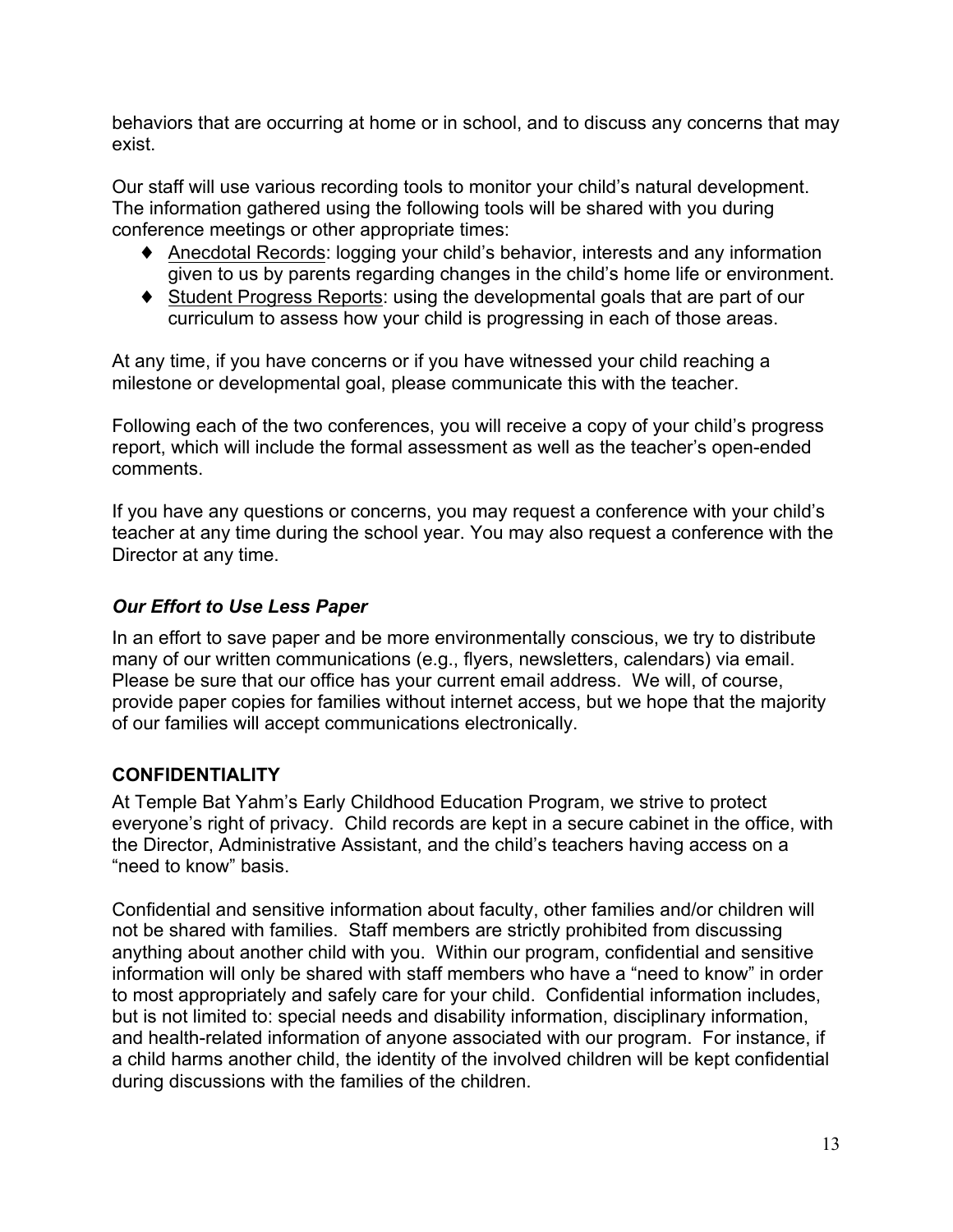behaviors that are occurring at home or in school, and to discuss any concerns that may exist.

Our staff will use various recording tools to monitor your child's natural development. The information gathered using the following tools will be shared with you during conference meetings or other appropriate times:

- Anecdotal Records: logging your child's behavior, interests and any information given to us by parents regarding changes in the child's home life or environment.
- Student Progress Reports: using the developmental goals that are part of our curriculum to assess how your child is progressing in each of those areas.

At any time, if you have concerns or if you have witnessed your child reaching a milestone or developmental goal, please communicate this with the teacher.

Following each of the two conferences, you will receive a copy of your child's progress report, which will include the formal assessment as well as the teacher's open-ended comments.

If you have any questions or concerns, you may request a conference with your child's teacher at any time during the school year. You may also request a conference with the Director at any time.

### *Our Effort to Use Less Paper*

In an effort to save paper and be more environmentally conscious, we try to distribute many of our written communications (e.g., flyers, newsletters, calendars) via email. Please be sure that our office has your current email address. We will, of course, provide paper copies for families without internet access, but we hope that the majority of our families will accept communications electronically.

## CONFIDENTIALITY

At Temple Bat Yahm's Early Childhood Education Program, we strive to protect everyone's right of privacy. Child records are kept in a secure cabinet in the office, with the Director, Administrative Assistant, and the child's teachers having access on a "need to know" basis.

Confidential and sensitive information about faculty, other families and/or children will not be shared with families. Staff members are strictly prohibited from discussing anything about another child with you. Within our program, confidential and sensitive information will only be shared with staff members who have a "need to know" in order to most appropriately and safely care for your child. Confidential information includes, but is not limited to: special needs and disability information, disciplinary information, and health-related information of anyone associated with our program. For instance, if a child harms another child, the identity of the involved children will be kept confidential during discussions with the families of the children.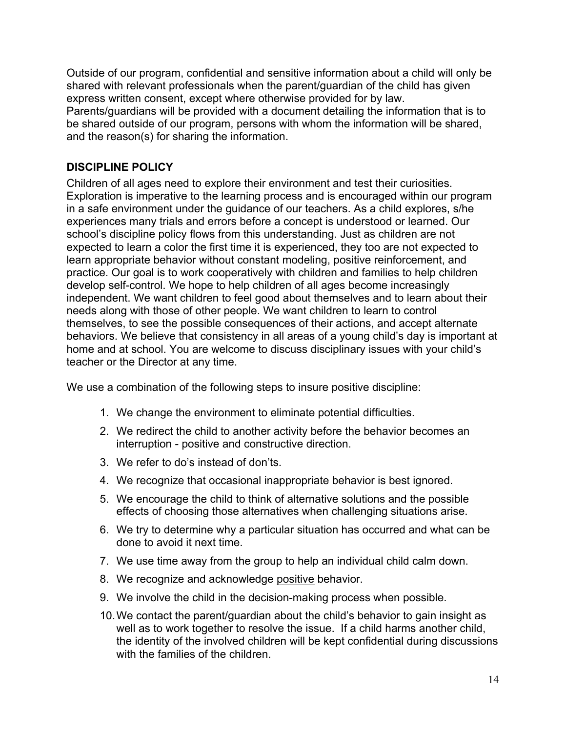Outside of our program, confidential and sensitive information about a child will only be shared with relevant professionals when the parent/guardian of the child has given express written consent, except where otherwise provided for by law. Parents/guardians will be provided with a document detailing the information that is to be shared outside of our program, persons with whom the information will be shared, and the reason(s) for sharing the information.

## DISCIPLINE POLICY

Children of all ages need to explore their environment and test their curiosities. Exploration is imperative to the learning process and is encouraged within our program in a safe environment under the guidance of our teachers. As a child explores, s/he experiences many trials and errors before a concept is understood or learned. Our school's discipline policy flows from this understanding. Just as children are not expected to learn a color the first time it is experienced, they too are not expected to learn appropriate behavior without constant modeling, positive reinforcement, and practice. Our goal is to work cooperatively with children and families to help children develop self-control. We hope to help children of all ages become increasingly independent. We want children to feel good about themselves and to learn about their needs along with those of other people. We want children to learn to control themselves, to see the possible consequences of their actions, and accept alternate behaviors. We believe that consistency in all areas of a young child's day is important at home and at school. You are welcome to discuss disciplinary issues with your child's teacher or the Director at any time.

We use a combination of the following steps to insure positive discipline:

1. We change the environment to eliminate potential difficulties.
2. We redirect the child to another activity before the behavior becomes an interruption - positive and constructive direction.
3. We refer to do's instead of don'ts.
4. We recognize that occasional inappropriate behavior is best ignored.
5. We encourage the child to think of alternative solutions and the possible effects of choosing those alternatives when challenging situations arise.
6. We try to determine why a particular situation has occurred and what can be done to avoid it next time.
7. We use time away from the group to help an individual child calm down.
8. We recognize and acknowledge <u>positive</u> behavior.
9. We involve the child in the decision-making process when possible.
10. We contact the parent/guardian about the child's behavior to gain insight as well as to work together to resolve the issue. If a child harms another child, the identity of the involved children will be kept confidential during discussions with the families of the children.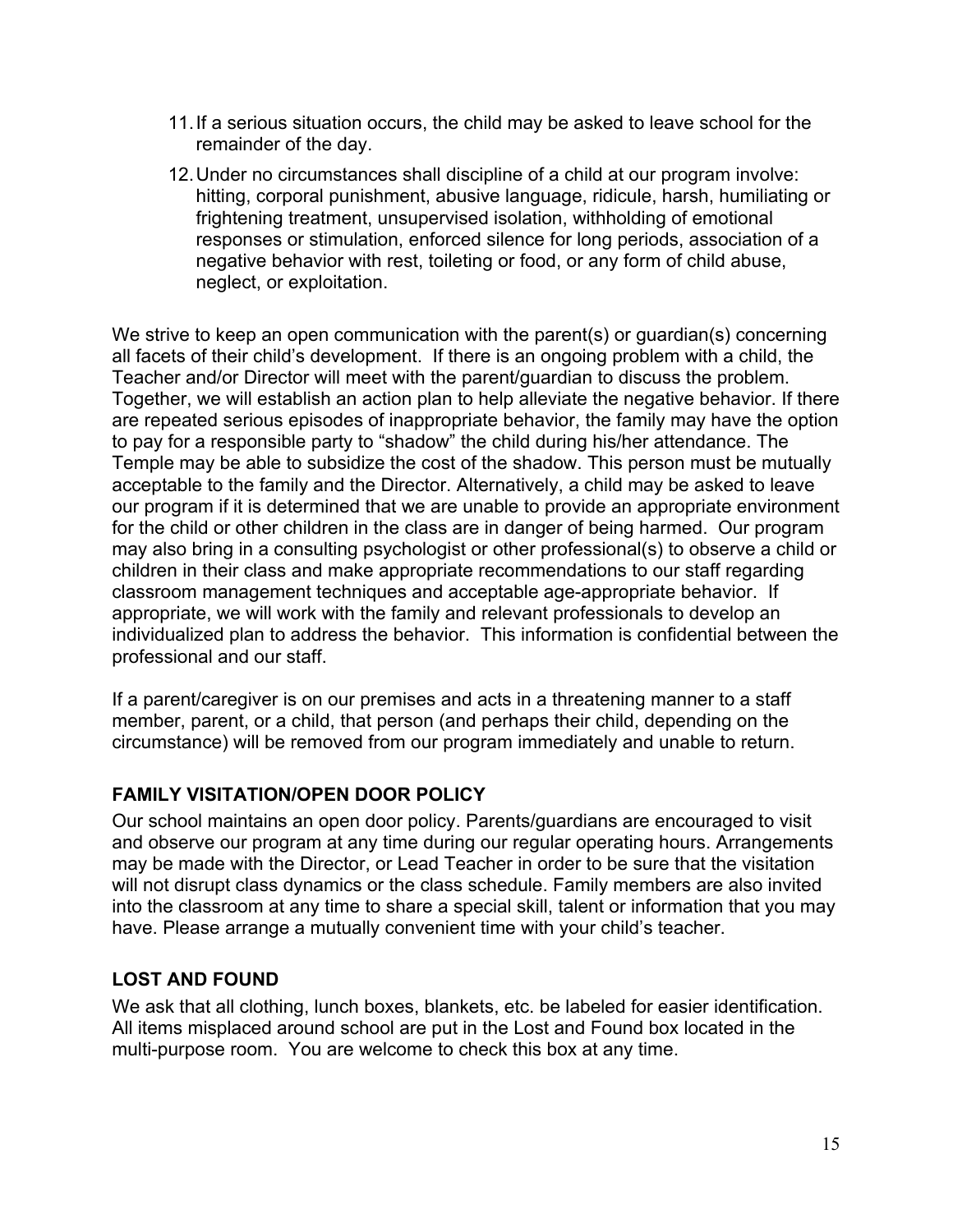11. If a serious situation occurs, the child may be asked to leave school for the remainder of the day.
12. Under no circumstances shall discipline of a child at our program involve: hitting, corporal punishment, abusive language, ridicule, harsh, humiliating or frightening treatment, unsupervised isolation, withholding of emotional responses or stimulation, enforced silence for long periods, association of a negative behavior with rest, toileting or food, or any form of child abuse, neglect, or exploitation.

We strive to keep an open communication with the parent(s) or guardian(s) concerning all facets of their child's development. If there is an ongoing problem with a child, the Teacher and/or Director will meet with the parent/guardian to discuss the problem. Together, we will establish an action plan to help alleviate the negative behavior. If there are repeated serious episodes of inappropriate behavior, the family may have the option to pay for a responsible party to "shadow" the child during his/her attendance. The Temple may be able to subsidize the cost of the shadow. This person must be mutually acceptable to the family and the Director. Alternatively, a child may be asked to leave our program if it is determined that we are unable to provide an appropriate environment for the child or other children in the class are in danger of being harmed. Our program may also bring in a consulting psychologist or other professional(s) to observe a child or children in their class and make appropriate recommendations to our staff regarding classroom management techniques and acceptable age-appropriate behavior. If appropriate, we will work with the family and relevant professionals to develop an individualized plan to address the behavior. This information is confidential between the professional and our staff.

If a parent/caregiver is on our premises and acts in a threatening manner to a staff member, parent, or a child, that person (and perhaps their child, depending on the circumstance) will be removed from our program immediately and unable to return.

## FAMILY VISITATION/OPEN DOOR POLICY

Our school maintains an open door policy. Parents/guardians are encouraged to visit and observe our program at any time during our regular operating hours. Arrangements may be made with the Director, or Lead Teacher in order to be sure that the visitation will not disrupt class dynamics or the class schedule. Family members are also invited into the classroom at any time to share a special skill, talent or information that you may have. Please arrange a mutually convenient time with your child's teacher.

## LOST AND FOUND

We ask that all clothing, lunch boxes, blankets, etc. be labeled for easier identification. All items misplaced around school are put in the Lost and Found box located in the multi-purpose room. You are welcome to check this box at any time.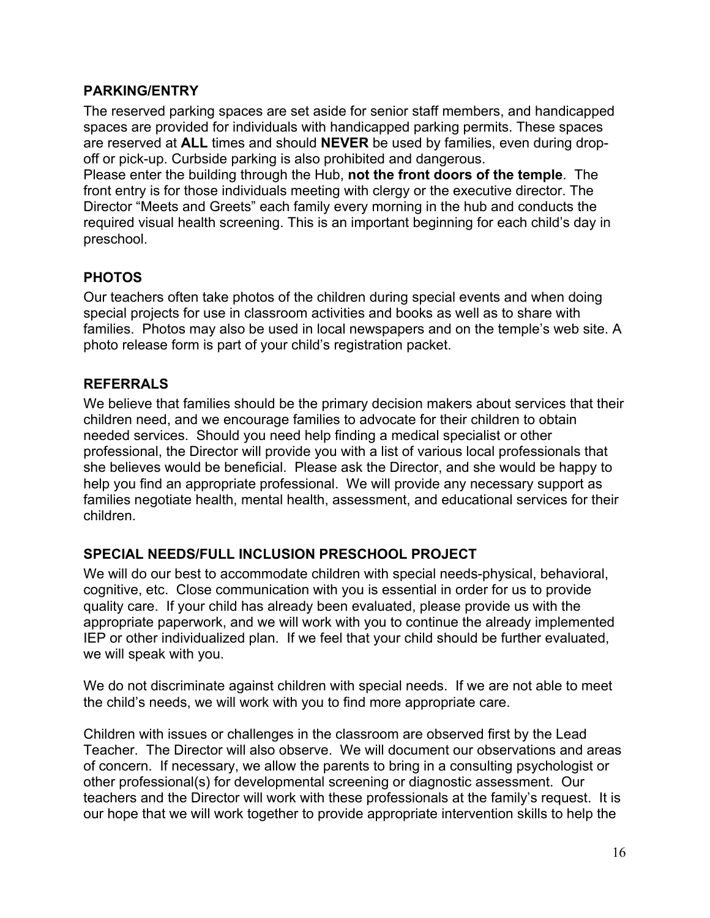## PARKING/ENTRY

The reserved parking spaces are set aside for senior staff members, and handicapped spaces are provided for individuals with handicapped parking permits. These spaces are reserved at **ALL** times and should **NEVER** be used by families, even during drop-off or pick-up. Curbside parking is also prohibited and dangerous.

Please enter the building through the Hub, **not the front doors of the temple**. The front entry is for those individuals meeting with clergy or the executive director. The Director "Meets and Greets" each family every morning in the hub and conducts the required visual health screening. This is an important beginning for each child's day in preschool.

## PHOTOS

Our teachers often take photos of the children during special events and when doing special projects for use in classroom activities and books as well as to share with families. Photos may also be used in local newspapers and on the temple's web site. A photo release form is part of your child's registration packet.

## REFERRALS

We believe that families should be the primary decision makers about services that their children need, and we encourage families to advocate for their children to obtain needed services. Should you need help finding a medical specialist or other professional, the Director will provide you with a list of various local professionals that she believes would be beneficial. Please ask the Director, and she would be happy to help you find an appropriate professional. We will provide any necessary support as families negotiate health, mental health, assessment, and educational services for their children.

## SPECIAL NEEDS/FULL INCLUSION PRESCHOOL PROJECT

We will do our best to accommodate children with special needs-physical, behavioral, cognitive, etc. Close communication with you is essential in order for us to provide quality care. If your child has already been evaluated, please provide us with the appropriate paperwork, and we will work with you to continue the already implemented IEP or other individualized plan. If we feel that your child should be further evaluated, we will speak with you.

We do not discriminate against children with special needs. If we are not able to meet the child's needs, we will work with you to find more appropriate care.

Children with issues or challenges in the classroom are observed first by the Lead Teacher. The Director will also observe. We will document our observations and areas of concern. If necessary, we allow the parents to bring in a consulting psychologist or other professional(s) for developmental screening or diagnostic assessment. Our teachers and the Director will work with these professionals at the family's request. It is our hope that we will work together to provide appropriate intervention skills to help the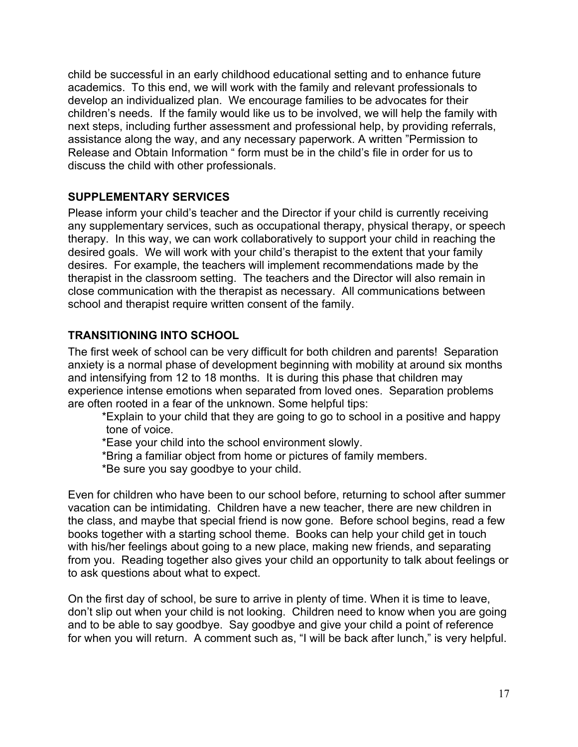child be successful in an early childhood educational setting and to enhance future academics. To this end, we will work with the family and relevant professionals to develop an individualized plan. We encourage families to be advocates for their children's needs. If the family would like us to be involved, we will help the family with next steps, including further assessment and professional help, by providing referrals, assistance along the way, and any necessary paperwork. A written "Permission to Release and Obtain Information " form must be in the child's file in order for us to discuss the child with other professionals.

## SUPPLEMENTARY SERVICES

Please inform your child's teacher and the Director if your child is currently receiving any supplementary services, such as occupational therapy, physical therapy, or speech therapy. In this way, we can work collaboratively to support your child in reaching the desired goals. We will work with your child's therapist to the extent that your family desires. For example, the teachers will implement recommendations made by the therapist in the classroom setting. The teachers and the Director will also remain in close communication with the therapist as necessary. All communications between school and therapist require written consent of the family.

## TRANSITIONING INTO SCHOOL

The first week of school can be very difficult for both children and parents! Separation anxiety is a normal phase of development beginning with mobility at around six months and intensifying from 12 to 18 months. It is during this phase that children may experience intense emotions when separated from loved ones. Separation problems are often rooted in a fear of the unknown. Some helpful tips:

*Explain to your child that they are going to go to school in a positive and happy tone of voice.
*Ease your child into the school environment slowly.
*Bring a familiar object from home or pictures of family members.
*Be sure you say goodbye to your child.

Even for children who have been to our school before, returning to school after summer vacation can be intimidating. Children have a new teacher, there are new children in the class, and maybe that special friend is now gone. Before school begins, read a few books together with a starting school theme. Books can help your child get in touch with his/her feelings about going to a new place, making new friends, and separating from you. Reading together also gives your child an opportunity to talk about feelings or to ask questions about what to expect.

On the first day of school, be sure to arrive in plenty of time. When it is time to leave, don't slip out when your child is not looking. Children need to know when you are going and to be able to say goodbye. Say goodbye and give your child a point of reference for when you will return. A comment such as, "I will be back after lunch," is very helpful.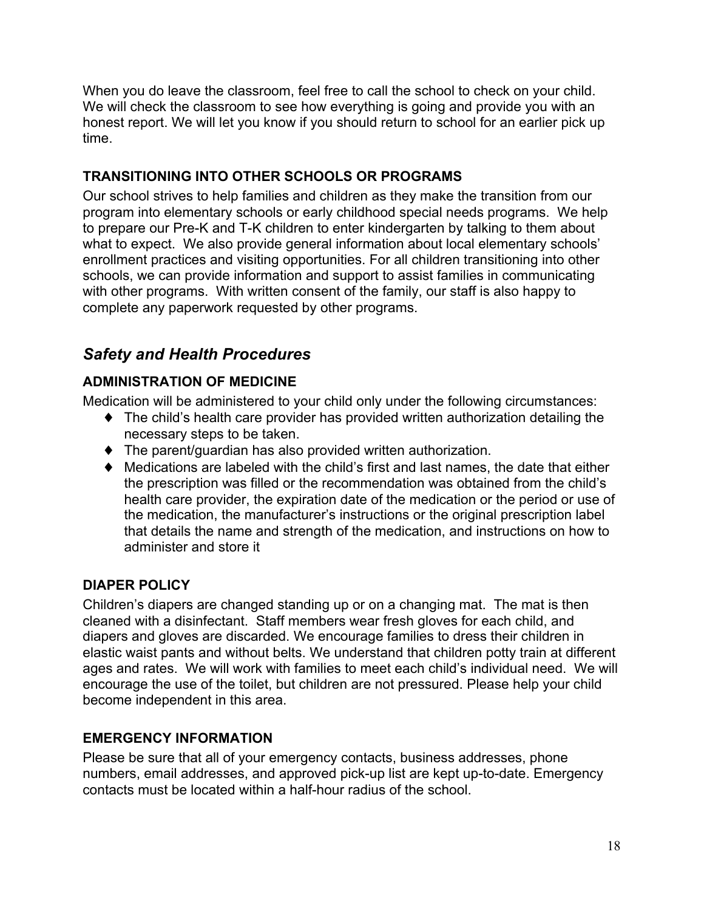When you do leave the classroom, feel free to call the school to check on your child. We will check the classroom to see how everything is going and provide you with an honest report. We will let you know if you should return to school for an earlier pick up time.

### TRANSITIONING INTO OTHER SCHOOLS OR PROGRAMS

Our school strives to help families and children as they make the transition from our program into elementary schools or early childhood special needs programs. We help to prepare our Pre-K and T-K children to enter kindergarten by talking to them about what to expect. We also provide general information about local elementary schools' enrollment practices and visiting opportunities. For all children transitioning into other schools, we can provide information and support to assist families in communicating with other programs. With written consent of the family, our staff is also happy to complete any paperwork requested by other programs.

## *Safety and Health Procedures*

### ADMINISTRATION OF MEDICINE

Medication will be administered to your child only under the following circumstances:

- The child's health care provider has provided written authorization detailing the necessary steps to be taken.
- The parent/guardian has also provided written authorization.
- Medications are labeled with the child's first and last names, the date that either the prescription was filled or the recommendation was obtained from the child's health care provider, the expiration date of the medication or the period or use of the medication, the manufacturer's instructions or the original prescription label that details the name and strength of the medication, and instructions on how to administer and store it

### DIAPER POLICY

Children's diapers are changed standing up or on a changing mat. The mat is then cleaned with a disinfectant. Staff members wear fresh gloves for each child, and diapers and gloves are discarded. We encourage families to dress their children in elastic waist pants and without belts. We understand that children potty train at different ages and rates. We will work with families to meet each child's individual need. We will encourage the use of the toilet, but children are not pressured. Please help your child become independent in this area.

### EMERGENCY INFORMATION

Please be sure that all of your emergency contacts, business addresses, phone numbers, email addresses, and approved pick-up list are kept up-to-date. Emergency contacts must be located within a half-hour radius of the school.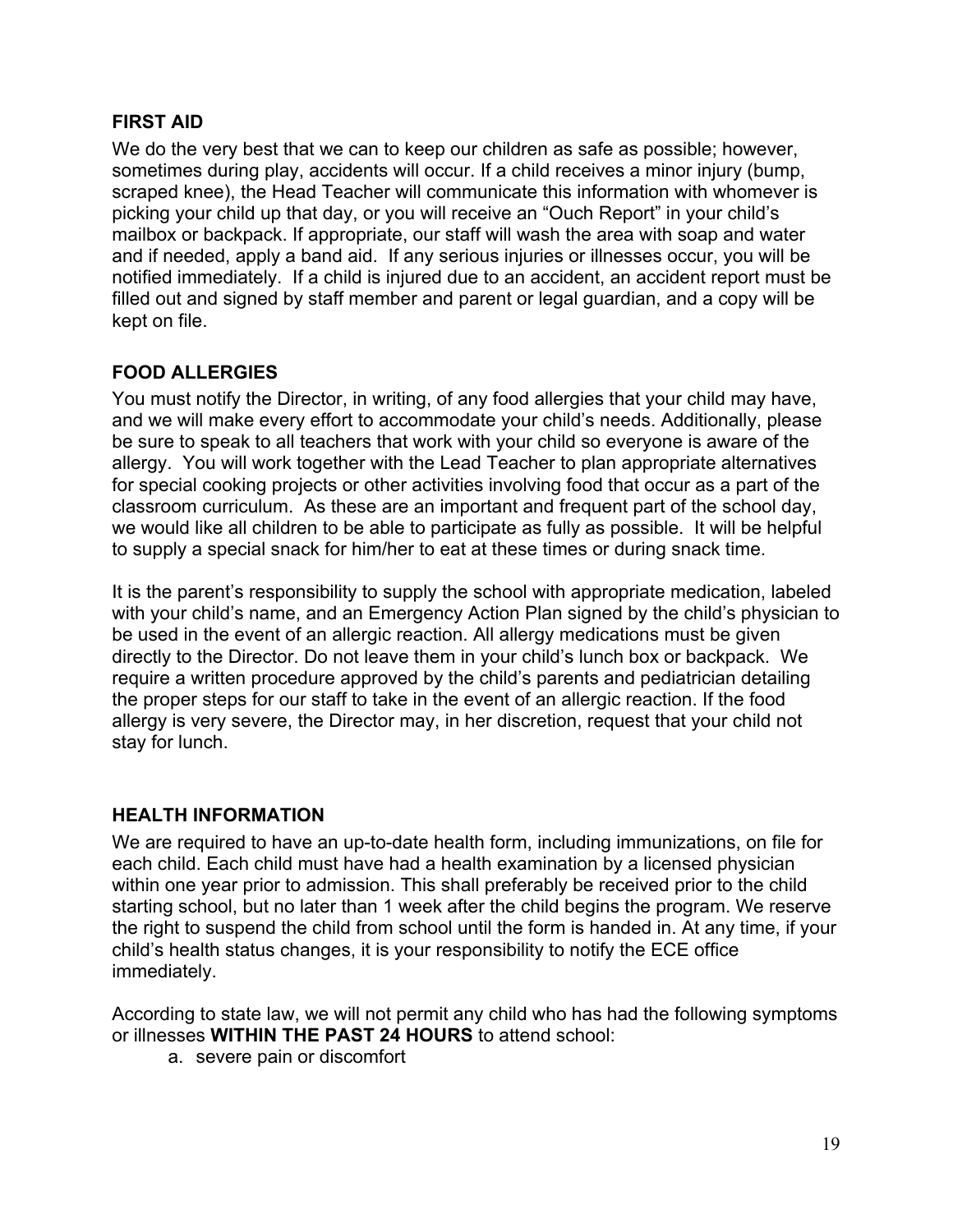## FIRST AID

We do the very best that we can to keep our children as safe as possible; however, sometimes during play, accidents will occur. If a child receives a minor injury (bump, scraped knee), the Head Teacher will communicate this information with whomever is picking your child up that day, or you will receive an "Ouch Report" in your child's mailbox or backpack. If appropriate, our staff will wash the area with soap and water and if needed, apply a band aid. If any serious injuries or illnesses occur, you will be notified immediately. If a child is injured due to an accident, an accident report must be filled out and signed by staff member and parent or legal guardian, and a copy will be kept on file.

## FOOD ALLERGIES

You must notify the Director, in writing, of any food allergies that your child may have, and we will make every effort to accommodate your child's needs. Additionally, please be sure to speak to all teachers that work with your child so everyone is aware of the allergy. You will work together with the Lead Teacher to plan appropriate alternatives for special cooking projects or other activities involving food that occur as a part of the classroom curriculum. As these are an important and frequent part of the school day, we would like all children to be able to participate as fully as possible. It will be helpful to supply a special snack for him/her to eat at these times or during snack time.

It is the parent's responsibility to supply the school with appropriate medication, labeled with your child's name, and an Emergency Action Plan signed by the child's physician to be used in the event of an allergic reaction. All allergy medications must be given directly to the Director. Do not leave them in your child's lunch box or backpack. We require a written procedure approved by the child's parents and pediatrician detailing the proper steps for our staff to take in the event of an allergic reaction. If the food allergy is very severe, the Director may, in her discretion, request that your child not stay for lunch.

## HEALTH INFORMATION

We are required to have an up-to-date health form, including immunizations, on file for each child. Each child must have had a health examination by a licensed physician within one year prior to admission. This shall preferably be received prior to the child starting school, but no later than 1 week after the child begins the program. We reserve the right to suspend the child from school until the form is handed in. At any time, if your child's health status changes, it is your responsibility to notify the ECE office immediately.

According to state law, we will not permit any child who has had the following symptoms or illnesses **WITHIN THE PAST 24 HOURS** to attend school:

a. severe pain or discomfort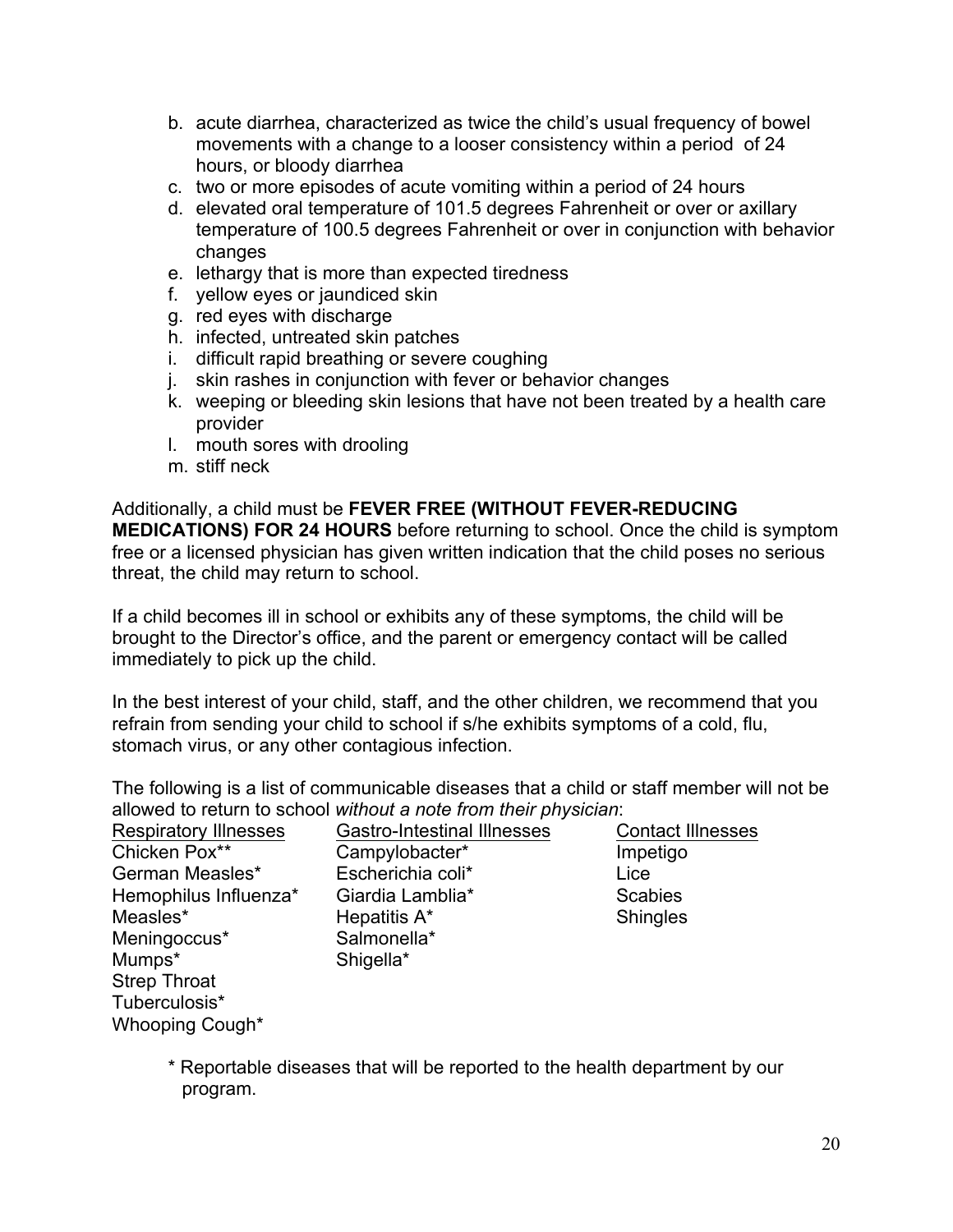b. acute diarrhea, characterized as twice the child's usual frequency of bowel movements with a change to a looser consistency within a period of 24 hours, or bloody diarrhea
c. two or more episodes of acute vomiting within a period of 24 hours
d. elevated oral temperature of 101.5 degrees Fahrenheit or over or axillary temperature of 100.5 degrees Fahrenheit or over in conjunction with behavior changes
e. lethargy that is more than expected tiredness
f. yellow eyes or jaundiced skin
g. red eyes with discharge
h. infected, untreated skin patches
i. difficult rapid breathing or severe coughing
j. skin rashes in conjunction with fever or behavior changes
k. weeping or bleeding skin lesions that have not been treated by a health care provider
l. mouth sores with drooling
m. stiff neck

Additionally, a child must be **FEVER FREE (WITHOUT FEVER-REDUCING MEDICATIONS) FOR 24 HOURS** before returning to school. Once the child is symptom free or a licensed physician has given written indication that the child poses no serious threat, the child may return to school.

If a child becomes ill in school or exhibits any of these symptoms, the child will be brought to the Director's office, and the parent or emergency contact will be called immediately to pick up the child.

In the best interest of your child, staff, and the other children, we recommend that you refrain from sending your child to school if s/he exhibits symptoms of a cold, flu, stomach virus, or any other contagious infection.

The following is a list of communicable diseases that a child or staff member will not be allowed to return to school *without a note from their physician*:

| Respiratory Illnesses | Gastro-Intestinal Illnesses | Contact Illnesses |
|---|---|---|
| Chicken Pox** | Campylobacter* | Impetigo |
| German Measles* | Escherichia coli* | Lice |
| Hemophilus Influenza* | Giardia Lamblia* | Scabies |
| Measles* | Hepatitis A* | Shingles |
| Meningoccus* | Salmonella* | |
| Mumps* | Shigella* | |
| Strep Throat | | |
| Tuberculosis* | | |
| Whooping Cough* | | |

\* Reportable diseases that will be reported to the health department by our program.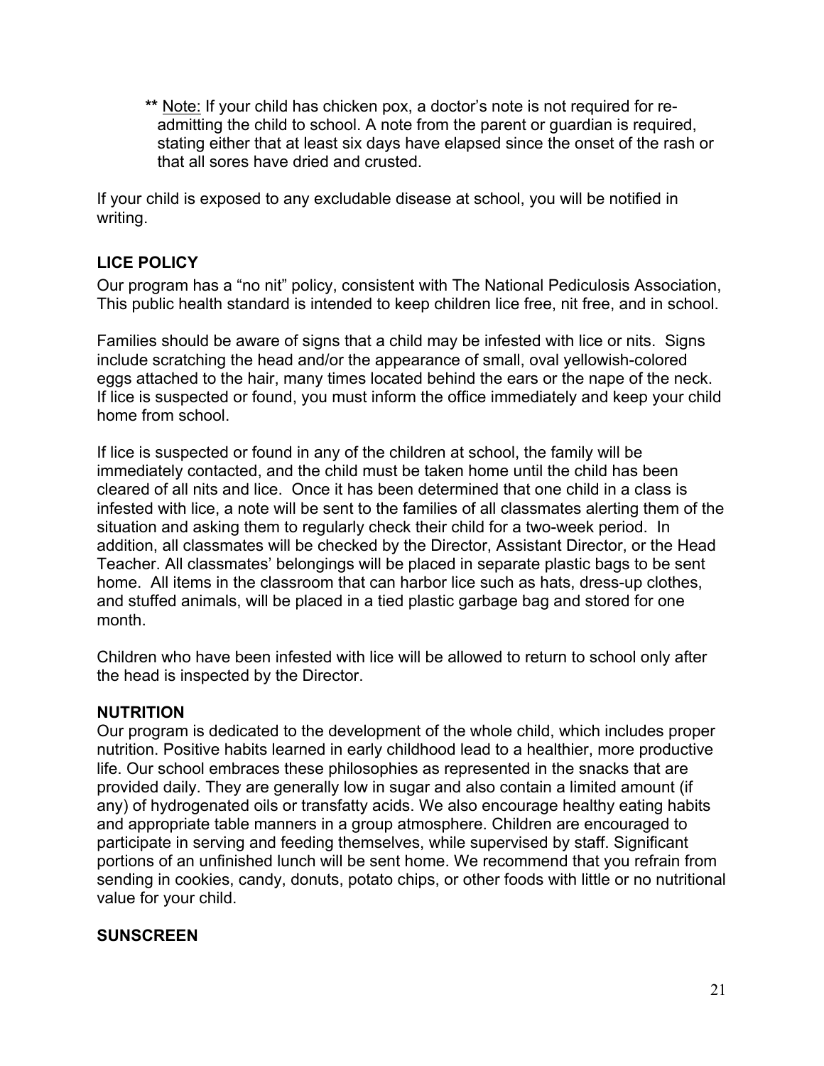** Note: If your child has chicken pox, a doctor's note is not required for re-admitting the child to school. A note from the parent or guardian is required, stating either that at least six days have elapsed since the onset of the rash or that all sores have dried and crusted.

If your child is exposed to any excludable disease at school, you will be notified in writing.

### LICE POLICY

Our program has a "no nit" policy, consistent with The National Pediculosis Association, This public health standard is intended to keep children lice free, nit free, and in school.

Families should be aware of signs that a child may be infested with lice or nits. Signs include scratching the head and/or the appearance of small, oval yellowish-colored eggs attached to the hair, many times located behind the ears or the nape of the neck. If lice is suspected or found, you must inform the office immediately and keep your child home from school.

If lice is suspected or found in any of the children at school, the family will be immediately contacted, and the child must be taken home until the child has been cleared of all nits and lice. Once it has been determined that one child in a class is infested with lice, a note will be sent to the families of all classmates alerting them of the situation and asking them to regularly check their child for a two-week period. In addition, all classmates will be checked by the Director, Assistant Director, or the Head Teacher. All classmates' belongings will be placed in separate plastic bags to be sent home. All items in the classroom that can harbor lice such as hats, dress-up clothes, and stuffed animals, will be placed in a tied plastic garbage bag and stored for one month.

Children who have been infested with lice will be allowed to return to school only after the head is inspected by the Director.

### NUTRITION

Our program is dedicated to the development of the whole child, which includes proper nutrition. Positive habits learned in early childhood lead to a healthier, more productive life. Our school embraces these philosophies as represented in the snacks that are provided daily. They are generally low in sugar and also contain a limited amount (if any) of hydrogenated oils or transfatty acids. We also encourage healthy eating habits and appropriate table manners in a group atmosphere. Children are encouraged to participate in serving and feeding themselves, while supervised by staff. Significant portions of an unfinished lunch will be sent home. We recommend that you refrain from sending in cookies, candy, donuts, potato chips, or other foods with little or no nutritional value for your child.

### SUNSCREEN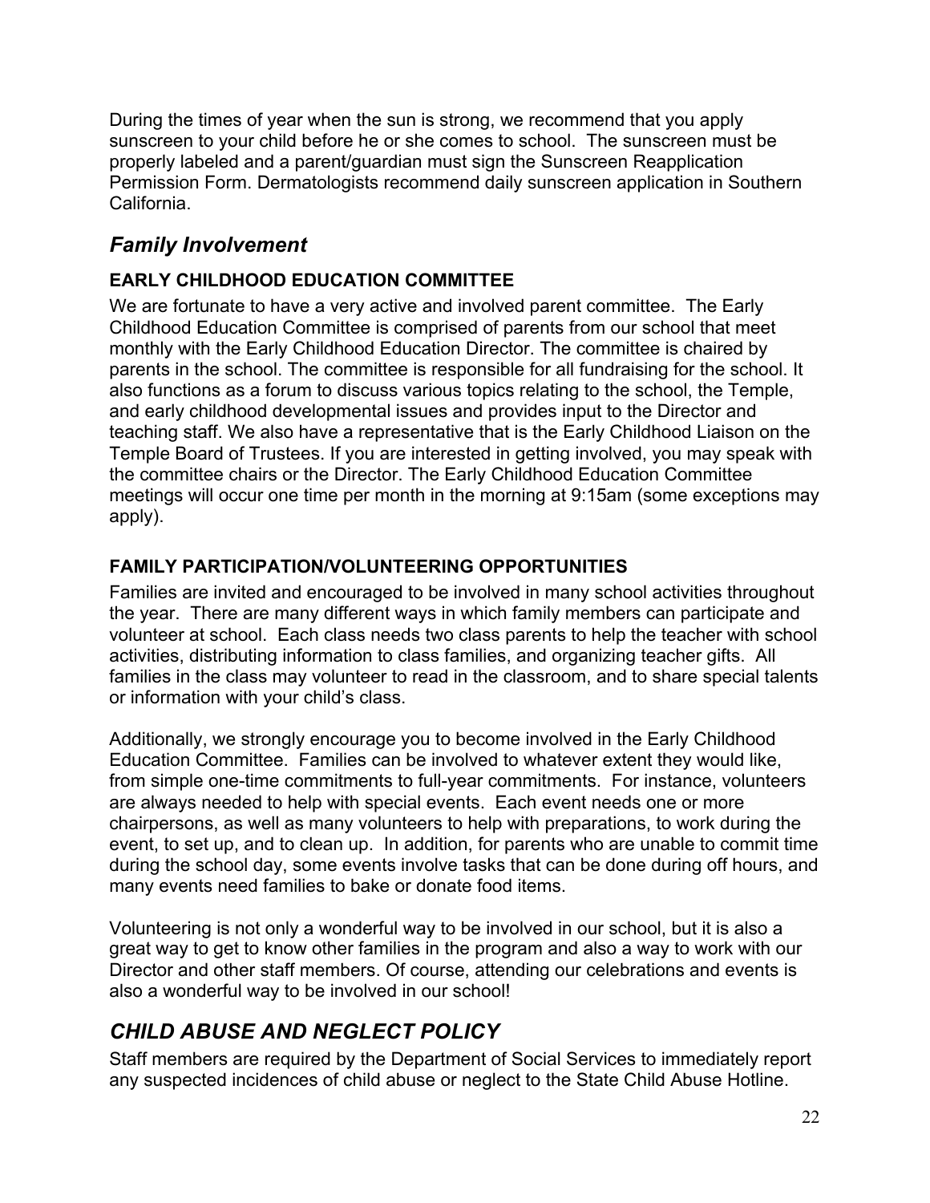During the times of year when the sun is strong, we recommend that you apply sunscreen to your child before he or she comes to school. The sunscreen must be properly labeled and a parent/guardian must sign the Sunscreen Reapplication Permission Form. Dermatologists recommend daily sunscreen application in Southern California.

## *Family Involvement*

### EARLY CHILDHOOD EDUCATION COMMITTEE

We are fortunate to have a very active and involved parent committee. The Early Childhood Education Committee is comprised of parents from our school that meet monthly with the Early Childhood Education Director. The committee is chaired by parents in the school. The committee is responsible for all fundraising for the school. It also functions as a forum to discuss various topics relating to the school, the Temple, and early childhood developmental issues and provides input to the Director and teaching staff. We also have a representative that is the Early Childhood Liaison on the Temple Board of Trustees. If you are interested in getting involved, you may speak with the committee chairs or the Director. The Early Childhood Education Committee meetings will occur one time per month in the morning at 9:15am (some exceptions may apply).

### FAMILY PARTICIPATION/VOLUNTEERING OPPORTUNITIES

Families are invited and encouraged to be involved in many school activities throughout the year. There are many different ways in which family members can participate and volunteer at school. Each class needs two class parents to help the teacher with school activities, distributing information to class families, and organizing teacher gifts. All families in the class may volunteer to read in the classroom, and to share special talents or information with your child's class.

Additionally, we strongly encourage you to become involved in the Early Childhood Education Committee. Families can be involved to whatever extent they would like, from simple one-time commitments to full-year commitments. For instance, volunteers are always needed to help with special events. Each event needs one or more chairpersons, as well as many volunteers to help with preparations, to work during the event, to set up, and to clean up. In addition, for parents who are unable to commit time during the school day, some events involve tasks that can be done during off hours, and many events need families to bake or donate food items.

Volunteering is not only a wonderful way to be involved in our school, but it is also a great way to get to know other families in the program and also a way to work with our Director and other staff members. Of course, attending our celebrations and events is also a wonderful way to be involved in our school!

## *CHILD ABUSE AND NEGLECT POLICY*

Staff members are required by the Department of Social Services to immediately report any suspected incidences of child abuse or neglect to the State Child Abuse Hotline.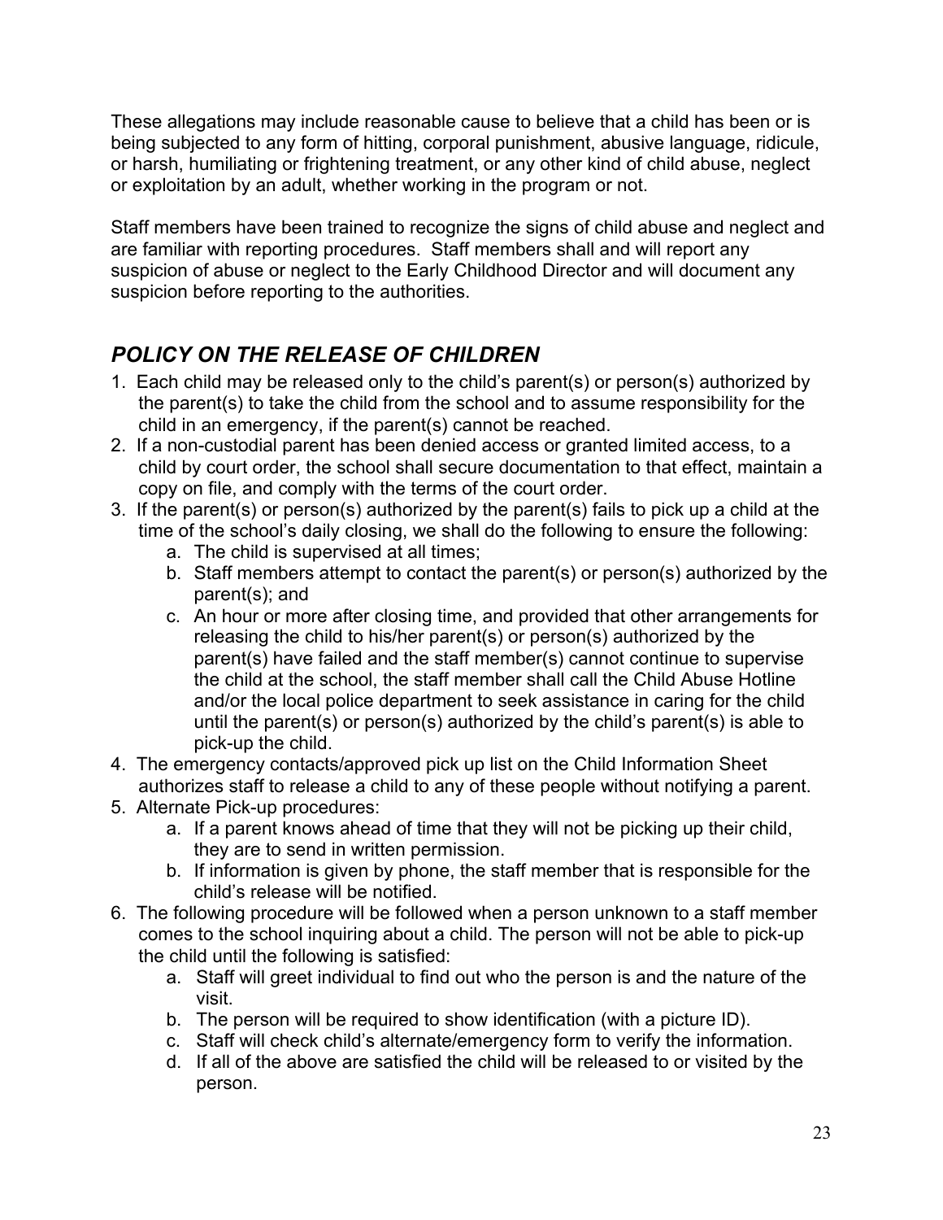These allegations may include reasonable cause to believe that a child has been or is being subjected to any form of hitting, corporal punishment, abusive language, ridicule, or harsh, humiliating or frightening treatment, or any other kind of child abuse, neglect or exploitation by an adult, whether working in the program or not.

Staff members have been trained to recognize the signs of child abuse and neglect and are familiar with reporting procedures. Staff members shall and will report any suspicion of abuse or neglect to the Early Childhood Director and will document any suspicion before reporting to the authorities.

## *POLICY ON THE RELEASE OF CHILDREN*

1. Each child may be released only to the child's parent(s) or person(s) authorized by the parent(s) to take the child from the school and to assume responsibility for the child in an emergency, if the parent(s) cannot be reached.
2. If a non-custodial parent has been denied access or granted limited access, to a child by court order, the school shall secure documentation to that effect, maintain a copy on file, and comply with the terms of the court order.
3. If the parent(s) or person(s) authorized by the parent(s) fails to pick up a child at the time of the school's daily closing, we shall do the following to ensure the following:
    a. The child is supervised at all times;
    b. Staff members attempt to contact the parent(s) or person(s) authorized by the parent(s); and
    c. An hour or more after closing time, and provided that other arrangements for releasing the child to his/her parent(s) or person(s) authorized by the parent(s) have failed and the staff member(s) cannot continue to supervise the child at the school, the staff member shall call the Child Abuse Hotline and/or the local police department to seek assistance in caring for the child until the parent(s) or person(s) authorized by the child's parent(s) is able to pick-up the child.
4. The emergency contacts/approved pick up list on the Child Information Sheet authorizes staff to release a child to any of these people without notifying a parent.
5. Alternate Pick-up procedures:
    a. If a parent knows ahead of time that they will not be picking up their child, they are to send in written permission.
    b. If information is given by phone, the staff member that is responsible for the child's release will be notified.
6. The following procedure will be followed when a person unknown to a staff member comes to the school inquiring about a child. The person will not be able to pick-up the child until the following is satisfied:
    a. Staff will greet individual to find out who the person is and the nature of the visit.
    b. The person will be required to show identification (with a picture ID).
    c. Staff will check child's alternate/emergency form to verify the information.
    d. If all of the above are satisfied the child will be released to or visited by the person.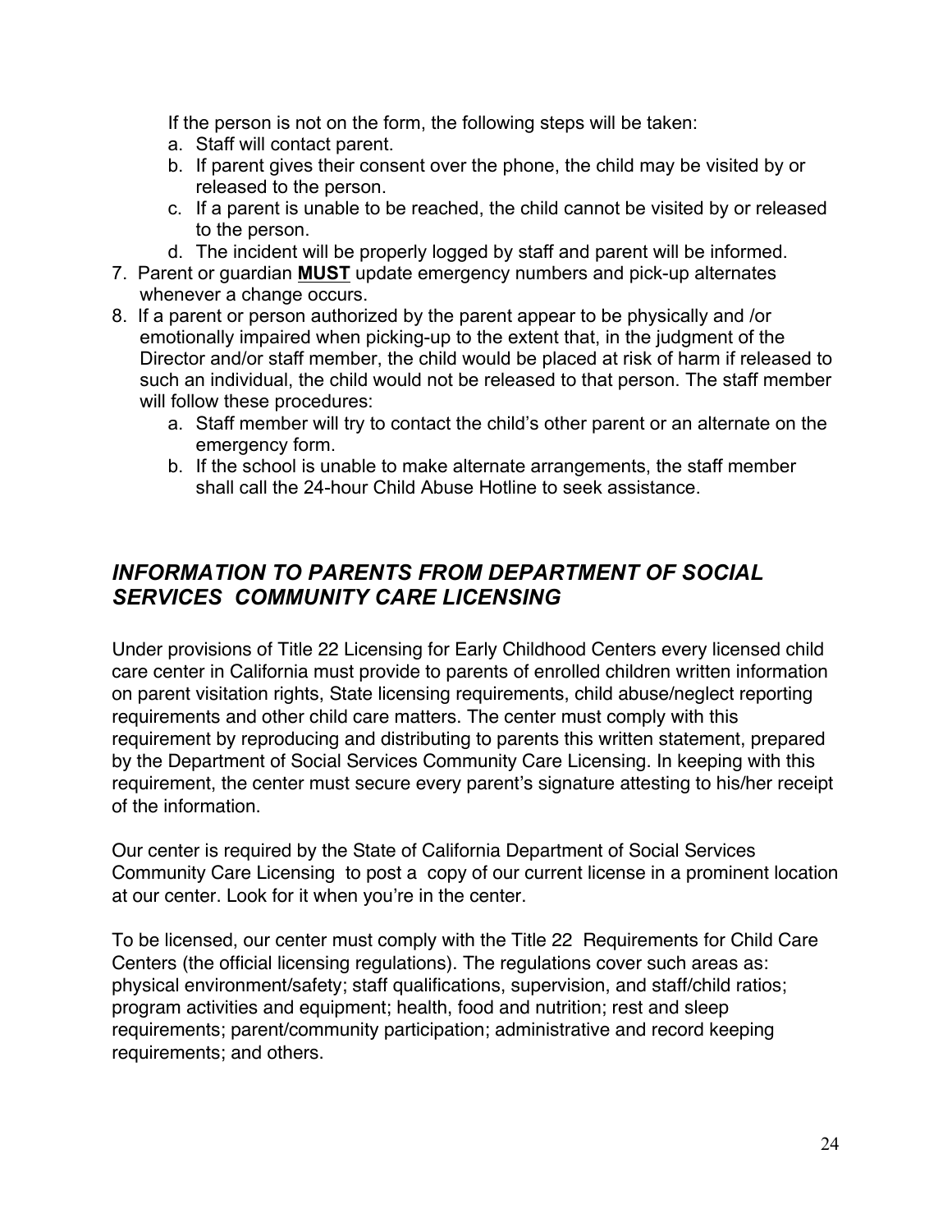If the person is not on the form, the following steps will be taken:

   a. Staff will contact parent.
   b. If parent gives their consent over the phone, the child may be visited by or released to the person.
   c. If a parent is unable to be reached, the child cannot be visited by or released to the person.
   d. The incident will be properly logged by staff and parent will be informed.

7. Parent or guardian **MUST** update emergency numbers and pick-up alternates whenever a change occurs.
8. If a parent or person authorized by the parent appear to be physically and /or emotionally impaired when picking-up to the extent that, in the judgment of the Director and/or staff member, the child would be placed at risk of harm if released to such an individual, the child would not be released to that person. The staff member will follow these procedures:
   a. Staff member will try to contact the child's other parent or an alternate on the emergency form.
   b. If the school is unable to make alternate arrangements, the staff member shall call the 24-hour Child Abuse Hotline to seek assistance.

## *INFORMATION TO PARENTS FROM DEPARTMENT OF SOCIAL SERVICES COMMUNITY CARE LICENSING*

Under provisions of Title 22 Licensing for Early Childhood Centers every licensed child care center in California must provide to parents of enrolled children written information on parent visitation rights, State licensing requirements, child abuse/neglect reporting requirements and other child care matters. The center must comply with this requirement by reproducing and distributing to parents this written statement, prepared by the Department of Social Services Community Care Licensing. In keeping with this requirement, the center must secure every parent's signature attesting to his/her receipt of the information.

Our center is required by the State of California Department of Social Services Community Care Licensing to post a copy of our current license in a prominent location at our center. Look for it when you're in the center.

To be licensed, our center must comply with the Title 22 Requirements for Child Care Centers (the official licensing regulations). The regulations cover such areas as: physical environment/safety; staff qualifications, supervision, and staff/child ratios; program activities and equipment; health, food and nutrition; rest and sleep requirements; parent/community participation; administrative and record keeping requirements; and others.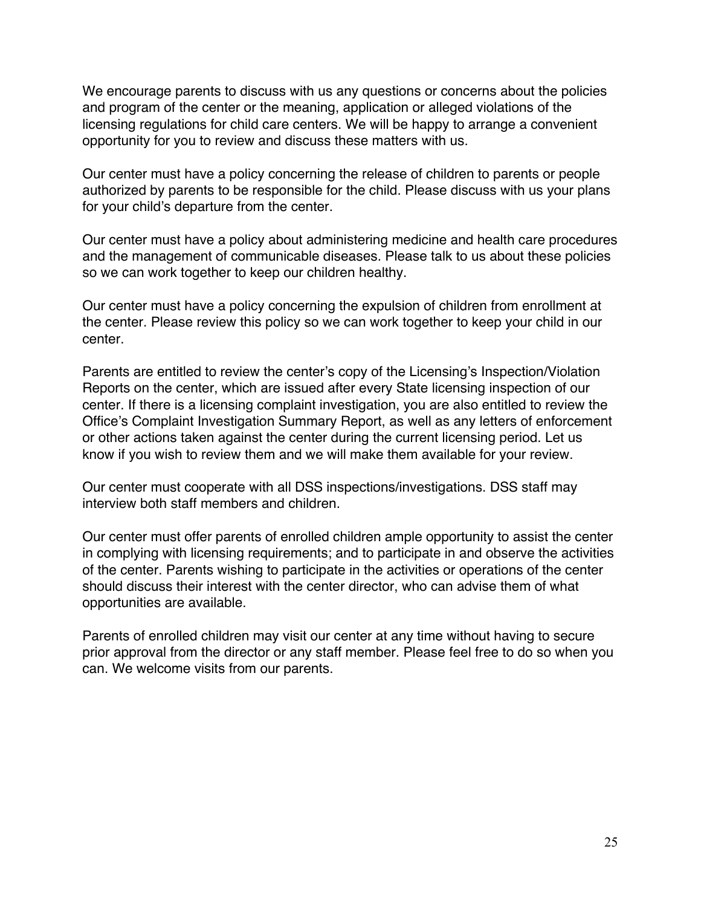We encourage parents to discuss with us any questions or concerns about the policies and program of the center or the meaning, application or alleged violations of the licensing regulations for child care centers. We will be happy to arrange a convenient opportunity for you to review and discuss these matters with us.

Our center must have a policy concerning the release of children to parents or people authorized by parents to be responsible for the child. Please discuss with us your plans for your child's departure from the center.

Our center must have a policy about administering medicine and health care procedures and the management of communicable diseases. Please talk to us about these policies so we can work together to keep our children healthy.

Our center must have a policy concerning the expulsion of children from enrollment at the center. Please review this policy so we can work together to keep your child in our center.

Parents are entitled to review the center's copy of the Licensing's Inspection/Violation Reports on the center, which are issued after every State licensing inspection of our center. If there is a licensing complaint investigation, you are also entitled to review the Office's Complaint Investigation Summary Report, as well as any letters of enforcement or other actions taken against the center during the current licensing period. Let us know if you wish to review them and we will make them available for your review.

Our center must cooperate with all DSS inspections/investigations. DSS staff may interview both staff members and children.

Our center must offer parents of enrolled children ample opportunity to assist the center in complying with licensing requirements; and to participate in and observe the activities of the center. Parents wishing to participate in the activities or operations of the center should discuss their interest with the center director, who can advise them of what opportunities are available.

Parents of enrolled children may visit our center at any time without having to secure prior approval from the director or any staff member. Please feel free to do so when you can. We welcome visits from our parents.